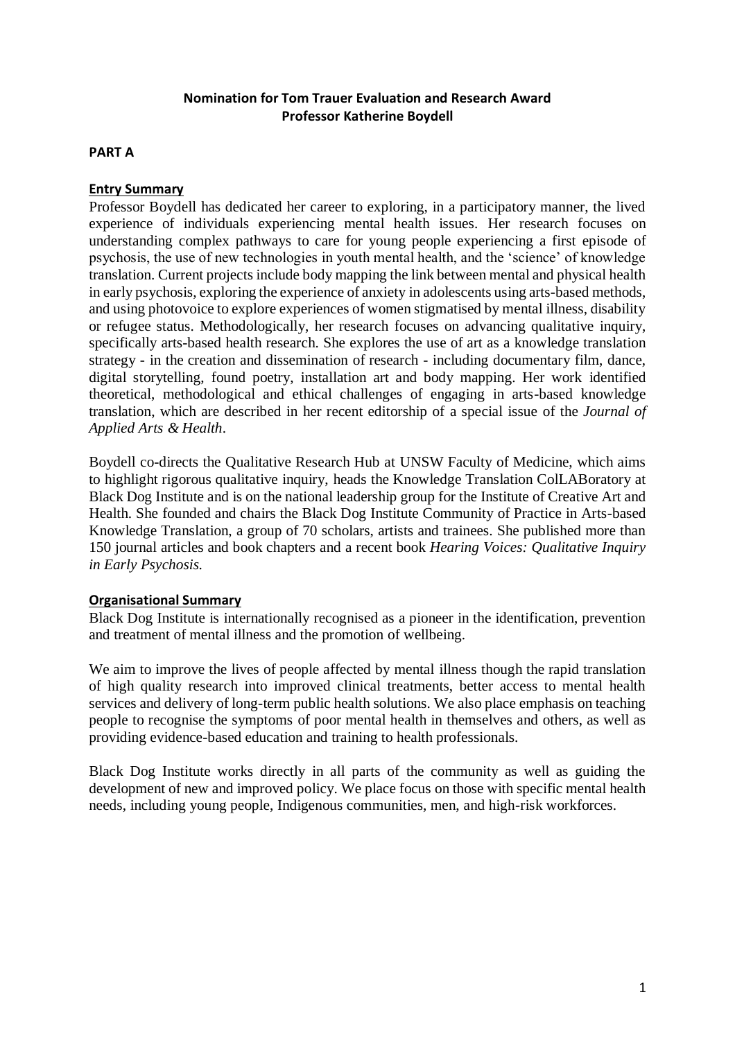# Nomination for Tom Trauer Evaluation and Research Award
# Professor Katherine Boydell

## PART A

### Entry Summary

Professor Boydell has dedicated her career to exploring, in a participatory manner, the lived experience of individuals experiencing mental health issues. Her research focuses on understanding complex pathways to care for young people experiencing a first episode of psychosis, the use of new technologies in youth mental health, and the 'science' of knowledge translation. Current projects include body mapping the link between mental and physical health in early psychosis, exploring the experience of anxiety in adolescents using arts-based methods, and using photovoice to explore experiences of women stigmatised by mental illness, disability or refugee status. Methodologically, her research focuses on advancing qualitative inquiry, specifically arts-based health research. She explores the use of art as a knowledge translation strategy - in the creation and dissemination of research - including documentary film, dance, digital storytelling, found poetry, installation art and body mapping. Her work identified theoretical, methodological and ethical challenges of engaging in arts-based knowledge translation, which are described in her recent editorship of a special issue of the *Journal of Applied Arts & Health*.

Boydell co-directs the Qualitative Research Hub at UNSW Faculty of Medicine, which aims to highlight rigorous qualitative inquiry, heads the Knowledge Translation ColLABoratory at Black Dog Institute and is on the national leadership group for the Institute of Creative Art and Health. She founded and chairs the Black Dog Institute Community of Practice in Arts-based Knowledge Translation, a group of 70 scholars, artists and trainees. She published more than 150 journal articles and book chapters and a recent book *Hearing Voices: Qualitative Inquiry in Early Psychosis.*

### Organisational Summary

Black Dog Institute is internationally recognised as a pioneer in the identification, prevention and treatment of mental illness and the promotion of wellbeing.

We aim to improve the lives of people affected by mental illness though the rapid translation of high quality research into improved clinical treatments, better access to mental health services and delivery of long-term public health solutions. We also place emphasis on teaching people to recognise the symptoms of poor mental health in themselves and others, as well as providing evidence-based education and training to health professionals.

Black Dog Institute works directly in all parts of the community as well as guiding the development of new and improved policy. We place focus on those with specific mental health needs, including young people, Indigenous communities, men, and high-risk workforces.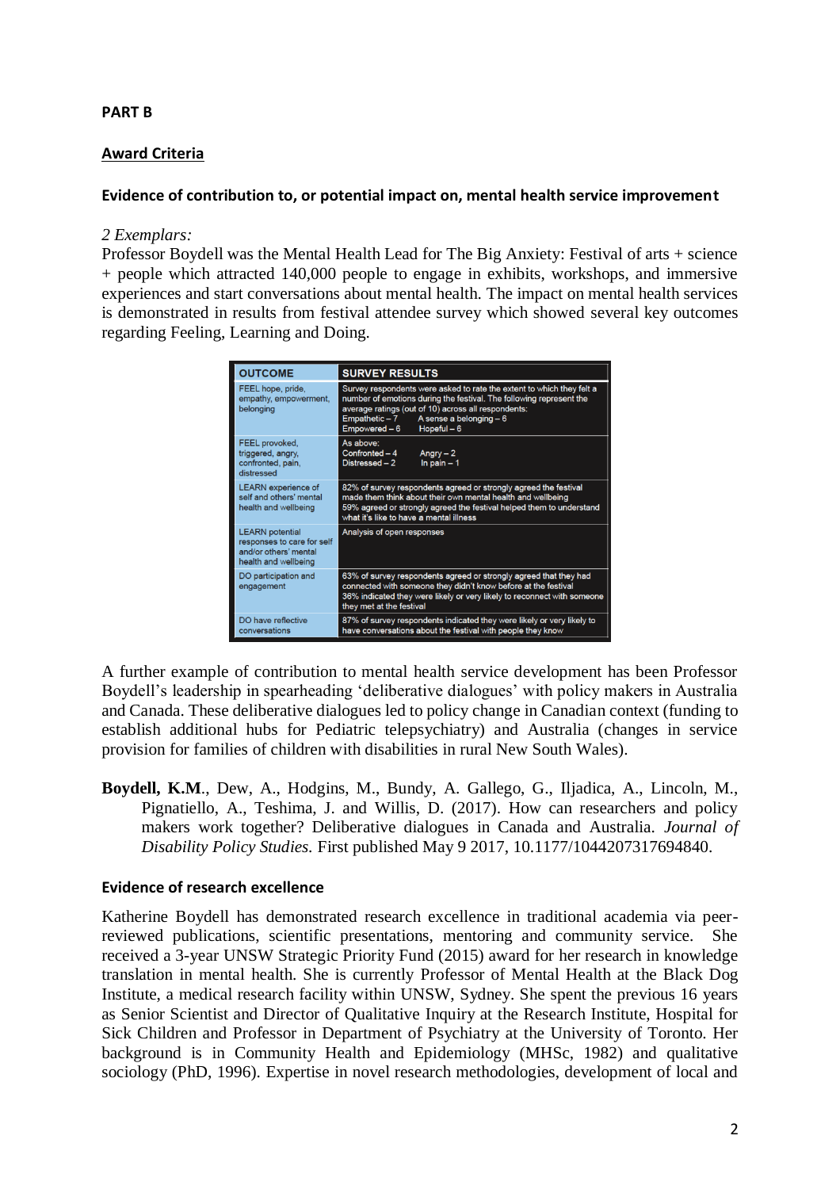**PART B**

## Award Criteria

### Evidence of contribution to, or potential impact on, mental health service improvement

*2 Exemplars:*

Professor Boydell was the Mental Health Lead for The Big Anxiety: Festival of arts + science + people which attracted 140,000 people to engage in exhibits, workshops, and immersive experiences and start conversations about mental health. The impact on mental health services is demonstrated in results from festival attendee survey which showed several key outcomes regarding Feeling, Learning and Doing.

| OUTCOME | SURVEY RESULTS |
|---|---|
| FEEL hope, pride, empathy, empowerment, belonging | Survey respondents were asked to rate the extent to which they felt a number of emotions during the festival. The following represent the average ratings (out of 10) across all respondents: Empathetic – 7 A sense a belonging – 6 Empowered – 6 Hopeful – 6 |
| FEEL provoked, triggered, angry, confronted, pain, distressed | As above: Confronted – 4 Angry – 2 Distressed – 2 In pain – 1 |
| LEARN experience of self and others' mental health and wellbeing | 82% of survey respondents agreed or strongly agreed the festival made them think about their own mental health and wellbeing 59% agreed or strongly agreed the festival helped them to understand what it's like to have a mental illness |
| LEARN potential responses to care for self and/or others' mental health and wellbeing | Analysis of open responses |
| DO participation and engagement | 63% of survey respondents agreed or strongly agreed that they had connected with someone they didn't know before at the festival 36% indicated they were likely or very likely to reconnect with someone they met at the festival |
| DO have reflective conversations | 87% of survey respondents indicated they were likely or very likely to have conversations about the festival with people they know |

A further example of contribution to mental health service development has been Professor Boydell's leadership in spearheading 'deliberative dialogues' with policy makers in Australia and Canada. These deliberative dialogues led to policy change in Canadian context (funding to establish additional hubs for Pediatric telepsychiatry) and Australia (changes in service provision for families of children with disabilities in rural New South Wales).

**Boydell, K.M**., Dew, A., Hodgins, M., Bundy, A. Gallego, G., Iljadica, A., Lincoln, M., Pignatiello, A., Teshima, J. and Willis, D. (2017). How can researchers and policy makers work together? Deliberative dialogues in Canada and Australia. *Journal of Disability Policy Studies.* First published May 9 2017, 10.1177/1044207317694840.

### Evidence of research excellence

Katherine Boydell has demonstrated research excellence in traditional academia via peer-reviewed publications, scientific presentations, mentoring and community service. She received a 3-year UNSW Strategic Priority Fund (2015) award for her research in knowledge translation in mental health. She is currently Professor of Mental Health at the Black Dog Institute, a medical research facility within UNSW, Sydney. She spent the previous 16 years as Senior Scientist and Director of Qualitative Inquiry at the Research Institute, Hospital for Sick Children and Professor in Department of Psychiatry at the University of Toronto. Her background is in Community Health and Epidemiology (MHSc, 1982) and qualitative sociology (PhD, 1996). Expertise in novel research methodologies, development of local and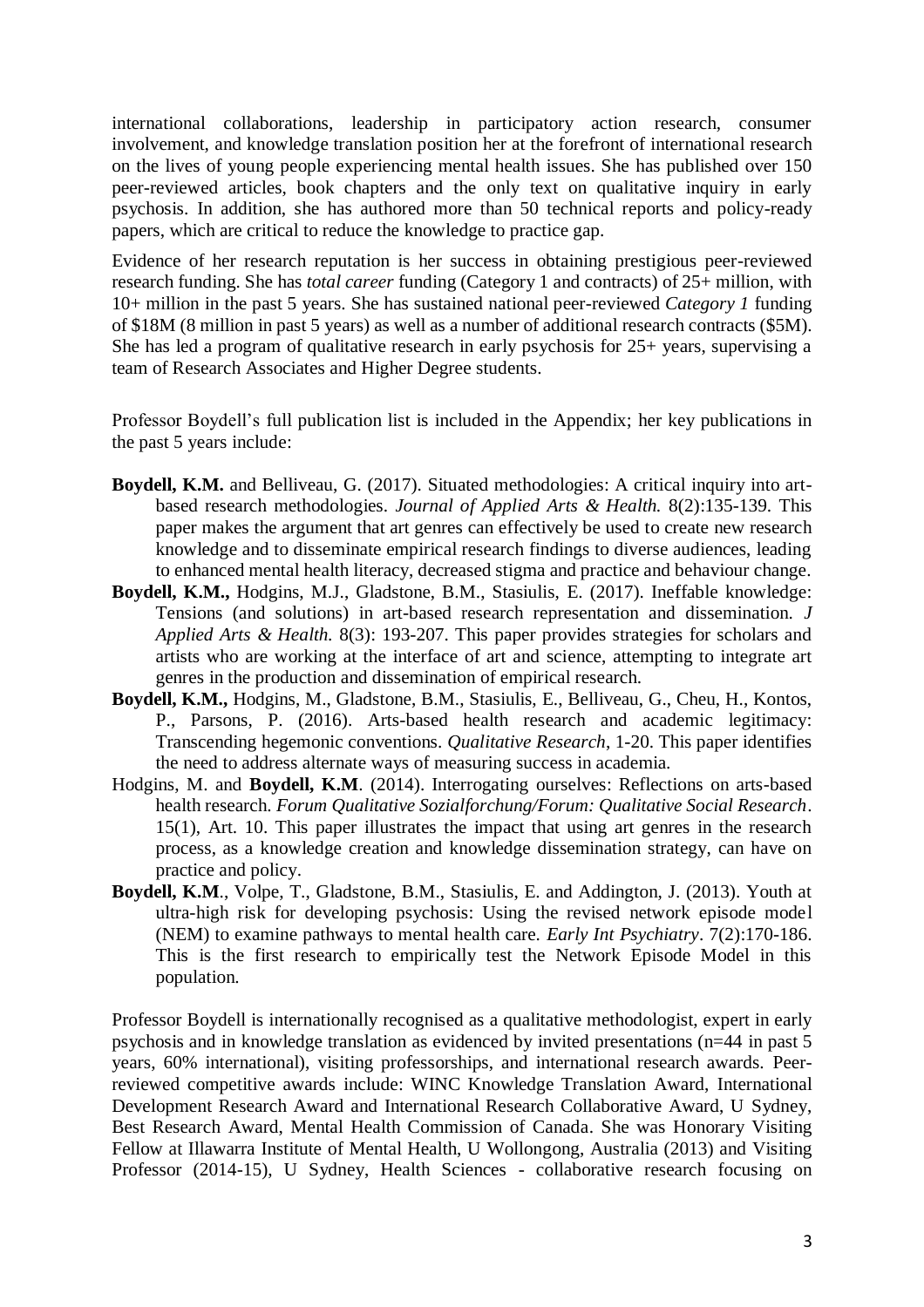international collaborations, leadership in participatory action research, consumer involvement, and knowledge translation position her at the forefront of international research on the lives of young people experiencing mental health issues. She has published over 150 peer-reviewed articles, book chapters and the only text on qualitative inquiry in early psychosis. In addition, she has authored more than 50 technical reports and policy-ready papers, which are critical to reduce the knowledge to practice gap.

Evidence of her research reputation is her success in obtaining prestigious peer-reviewed research funding. She has *total career* funding (Category 1 and contracts) of 25+ million, with 10+ million in the past 5 years. She has sustained national peer-reviewed *Category 1* funding of $18M (8 million in past 5 years) as well as a number of additional research contracts ($5M). She has led a program of qualitative research in early psychosis for 25+ years, supervising a team of Research Associates and Higher Degree students.

Professor Boydell's full publication list is included in the Appendix; her key publications in the past 5 years include:

**Boydell, K.M.** and Belliveau, G. (2017). Situated methodologies: A critical inquiry into art-based research methodologies. *Journal of Applied Arts & Health.* 8(2):135-139. This paper makes the argument that art genres can effectively be used to create new research knowledge and to disseminate empirical research findings to diverse audiences, leading to enhanced mental health literacy, decreased stigma and practice and behaviour change.

**Boydell, K.M.,** Hodgins, M.J., Gladstone, B.M., Stasiulis, E. (2017). Ineffable knowledge: Tensions (and solutions) in art-based research representation and dissemination. *J Applied Arts & Health.* 8(3): 193-207. This paper provides strategies for scholars and artists who are working at the interface of art and science, attempting to integrate art genres in the production and dissemination of empirical research.

**Boydell, K.M.,** Hodgins, M., Gladstone, B.M., Stasiulis, E., Belliveau, G., Cheu, H., Kontos, P., Parsons, P. (2016). Arts-based health research and academic legitimacy: Transcending hegemonic conventions. *Qualitative Research*, 1-20. This paper identifies the need to address alternate ways of measuring success in academia.

Hodgins, M. and **Boydell, K.M**. (2014). Interrogating ourselves: Reflections on arts-based health research. *Forum Qualitative Sozialforchung/Forum: Qualitative Social Research*. 15(1), Art. 10. This paper illustrates the impact that using art genres in the research process, as a knowledge creation and knowledge dissemination strategy, can have on practice and policy.

**Boydell, K.M**., Volpe, T., Gladstone, B.M., Stasiulis, E. and Addington, J. (2013). Youth at ultra-high risk for developing psychosis: Using the revised network episode model (NEM) to examine pathways to mental health care. *Early Int Psychiatry*. 7(2):170-186. This is the first research to empirically test the Network Episode Model in this population.

Professor Boydell is internationally recognised as a qualitative methodologist, expert in early psychosis and in knowledge translation as evidenced by invited presentations (n=44 in past 5 years, 60% international), visiting professorships, and international research awards. Peer-reviewed competitive awards include: WINC Knowledge Translation Award, International Development Research Award and International Research Collaborative Award, U Sydney, Best Research Award, Mental Health Commission of Canada. She was Honorary Visiting Fellow at Illawarra Institute of Mental Health, U Wollongong, Australia (2013) and Visiting Professor (2014-15), U Sydney, Health Sciences - collaborative research focusing on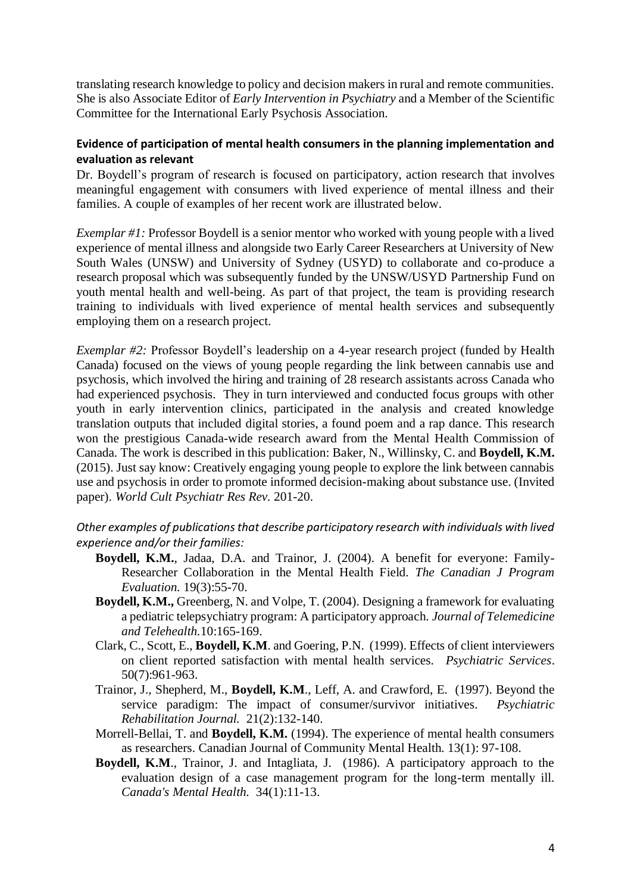translating research knowledge to policy and decision makers in rural and remote communities. She is also Associate Editor of *Early Intervention in Psychiatry* and a Member of the Scientific Committee for the International Early Psychosis Association.

**Evidence of participation of mental health consumers in the planning implementation and evaluation as relevant**

Dr. Boydell's program of research is focused on participatory, action research that involves meaningful engagement with consumers with lived experience of mental illness and their families. A couple of examples of her recent work are illustrated below.

*Exemplar #1:* Professor Boydell is a senior mentor who worked with young people with a lived experience of mental illness and alongside two Early Career Researchers at University of New South Wales (UNSW) and University of Sydney (USYD) to collaborate and co-produce a research proposal which was subsequently funded by the UNSW/USYD Partnership Fund on youth mental health and well-being. As part of that project, the team is providing research training to individuals with lived experience of mental health services and subsequently employing them on a research project.

*Exemplar #2:* Professor Boydell's leadership on a 4-year research project (funded by Health Canada) focused on the views of young people regarding the link between cannabis use and psychosis, which involved the hiring and training of 28 research assistants across Canada who had experienced psychosis. They in turn interviewed and conducted focus groups with other youth in early intervention clinics, participated in the analysis and created knowledge translation outputs that included digital stories, a found poem and a rap dance. This research won the prestigious Canada-wide research award from the Mental Health Commission of Canada. The work is described in this publication: Baker, N., Willinsky, C. and **Boydell, K.M.** (2015). Just say know: Creatively engaging young people to explore the link between cannabis use and psychosis in order to promote informed decision-making about substance use. (Invited paper). *World Cult Psychiatr Res Rev.* 201-20.

*Other examples of publications that describe participatory research with individuals with lived experience and/or their families:*

- **Boydell, K.M.**, Jadaa, D.A. and Trainor, J. (2004). A benefit for everyone: Family-Researcher Collaboration in the Mental Health Field. *The Canadian J Program Evaluation.* 19(3):55-70.
- **Boydell, K.M.,** Greenberg, N. and Volpe, T. (2004). Designing a framework for evaluating a pediatric telepsychiatry program: A participatory approach. *Journal of Telemedicine and Telehealth.*10:165-169.
- Clark, C., Scott, E., **Boydell, K.M**. and Goering, P.N. (1999). Effects of client interviewers on client reported satisfaction with mental health services. *Psychiatric Services*. 50(7):961-963.
- Trainor, J., Shepherd, M., **Boydell, K.M**., Leff, A. and Crawford, E. (1997). Beyond the service paradigm: The impact of consumer/survivor initiatives. *Psychiatric Rehabilitation Journal.* 21(2):132-140.
- Morrell-Bellai, T. and **Boydell, K.M.** (1994). The experience of mental health consumers as researchers. Canadian Journal of Community Mental Health. 13(1): 97-108.
- **Boydell, K.M**., Trainor, J. and Intagliata, J. (1986). A participatory approach to the evaluation design of a case management program for the long-term mentally ill. *Canada's Mental Health.* 34(1):11-13.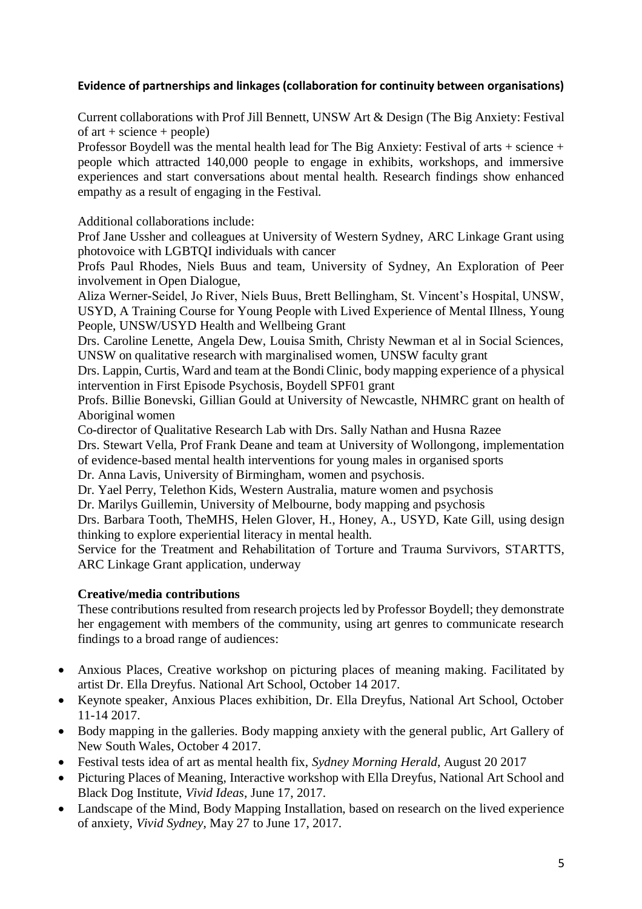**Evidence of partnerships and linkages (collaboration for continuity between organisations)**

Current collaborations with Prof Jill Bennett, UNSW Art & Design (The Big Anxiety: Festival of art + science + people)

Professor Boydell was the mental health lead for The Big Anxiety: Festival of arts + science + people which attracted 140,000 people to engage in exhibits, workshops, and immersive experiences and start conversations about mental health. Research findings show enhanced empathy as a result of engaging in the Festival.

Additional collaborations include:

Prof Jane Ussher and colleagues at University of Western Sydney, ARC Linkage Grant using photovoice with LGBTQI individuals with cancer

Profs Paul Rhodes, Niels Buus and team, University of Sydney, An Exploration of Peer involvement in Open Dialogue,

Aliza Werner-Seidel, Jo River, Niels Buus, Brett Bellingham, St. Vincent's Hospital, UNSW, USYD, A Training Course for Young People with Lived Experience of Mental Illness, Young People, UNSW/USYD Health and Wellbeing Grant

Drs. Caroline Lenette, Angela Dew, Louisa Smith, Christy Newman et al in Social Sciences, UNSW on qualitative research with marginalised women, UNSW faculty grant

Drs. Lappin, Curtis, Ward and team at the Bondi Clinic, body mapping experience of a physical intervention in First Episode Psychosis, Boydell SPF01 grant

Profs. Billie Bonevski, Gillian Gould at University of Newcastle, NHMRC grant on health of Aboriginal women

Co-director of Qualitative Research Lab with Drs. Sally Nathan and Husna Razee

Drs. Stewart Vella, Prof Frank Deane and team at University of Wollongong, implementation of evidence-based mental health interventions for young males in organised sports

Dr. Anna Lavis, University of Birmingham, women and psychosis.

Dr. Yael Perry, Telethon Kids, Western Australia, mature women and psychosis

Dr. Marilys Guillemin, University of Melbourne, body mapping and psychosis

Drs. Barbara Tooth, TheMHS, Helen Glover, H., Honey, A., USYD, Kate Gill, using design thinking to explore experiential literacy in mental health.

Service for the Treatment and Rehabilitation of Torture and Trauma Survivors, STARTTS, ARC Linkage Grant application, underway

**Creative/media contributions**

These contributions resulted from research projects led by Professor Boydell; they demonstrate her engagement with members of the community, using art genres to communicate research findings to a broad range of audiences:

- Anxious Places, Creative workshop on picturing places of meaning making. Facilitated by artist Dr. Ella Dreyfus. National Art School, October 14 2017.
- Keynote speaker, Anxious Places exhibition, Dr. Ella Dreyfus, National Art School, October 11-14 2017.
- Body mapping in the galleries. Body mapping anxiety with the general public, Art Gallery of New South Wales, October 4 2017.
- Festival tests idea of art as mental health fix, *Sydney Morning Herald*, August 20 2017
- Picturing Places of Meaning, Interactive workshop with Ella Dreyfus, National Art School and Black Dog Institute, *Vivid Ideas*, June 17, 2017.
- Landscape of the Mind, Body Mapping Installation, based on research on the lived experience of anxiety, *Vivid Sydney*, May 27 to June 17, 2017.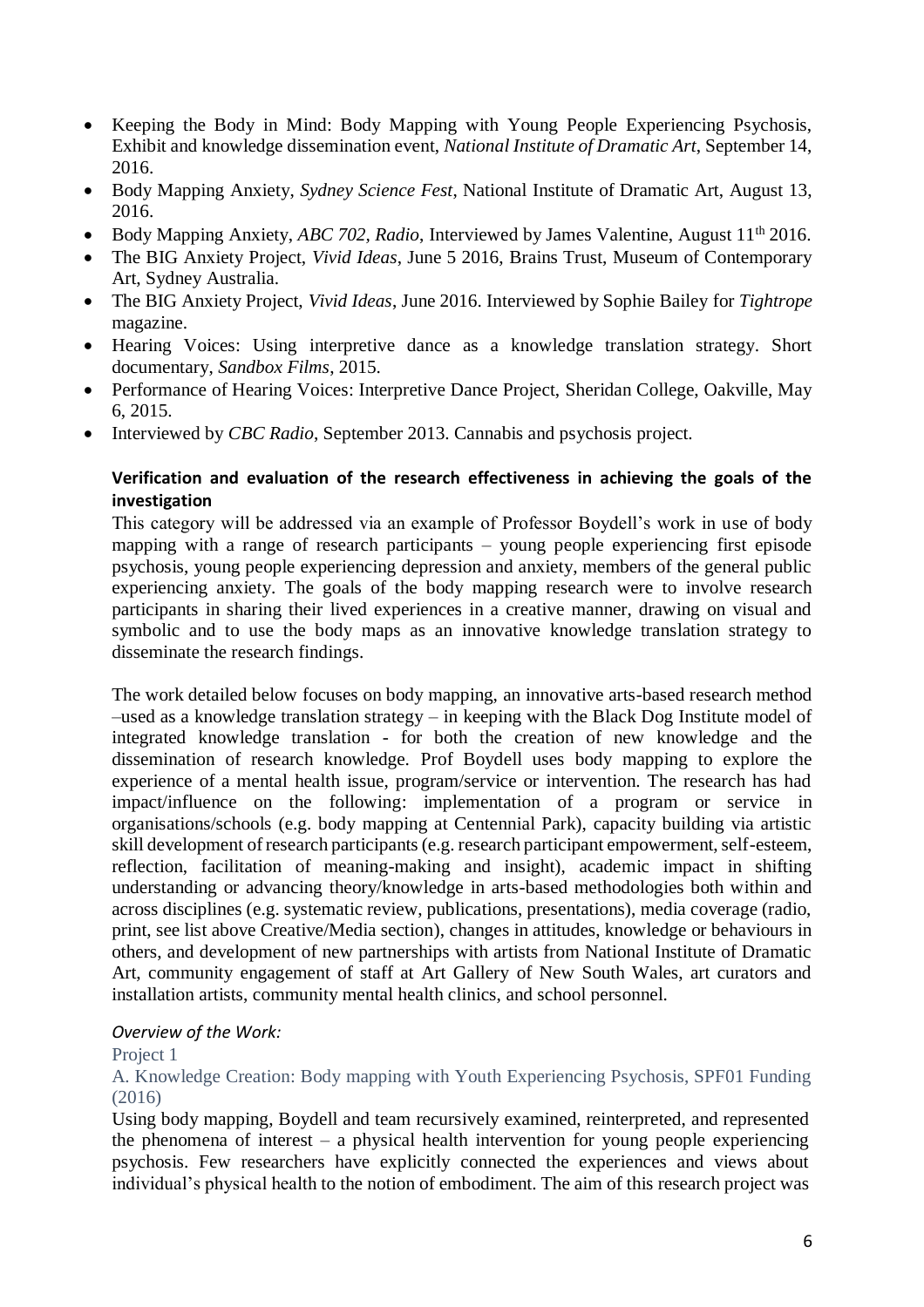- Keeping the Body in Mind: Body Mapping with Young People Experiencing Psychosis, Exhibit and knowledge dissemination event, *National Institute of Dramatic Art*, September 14, 2016.
- Body Mapping Anxiety, *Sydney Science Fest*, National Institute of Dramatic Art, August 13, 2016.
- Body Mapping Anxiety, *ABC 702, Radio*, Interviewed by James Valentine, August 11th 2016.
- The BIG Anxiety Project, *Vivid Ideas*, June 5 2016, Brains Trust, Museum of Contemporary Art, Sydney Australia.
- The BIG Anxiety Project, *Vivid Ideas*, June 2016. Interviewed by Sophie Bailey for *Tightrope* magazine.
- Hearing Voices: Using interpretive dance as a knowledge translation strategy. Short documentary, *Sandbox Films*, 2015.
- Performance of Hearing Voices: Interpretive Dance Project, Sheridan College, Oakville, May 6, 2015.
- Interviewed by *CBC Radio*, September 2013. Cannabis and psychosis project.

**Verification and evaluation of the research effectiveness in achieving the goals of the investigation**

This category will be addressed via an example of Professor Boydell's work in use of body mapping with a range of research participants – young people experiencing first episode psychosis, young people experiencing depression and anxiety, members of the general public experiencing anxiety. The goals of the body mapping research were to involve research participants in sharing their lived experiences in a creative manner, drawing on visual and symbolic and to use the body maps as an innovative knowledge translation strategy to disseminate the research findings.

The work detailed below focuses on body mapping, an innovative arts-based research method –used as a knowledge translation strategy – in keeping with the Black Dog Institute model of integrated knowledge translation - for both the creation of new knowledge and the dissemination of research knowledge. Prof Boydell uses body mapping to explore the experience of a mental health issue, program/service or intervention. The research has had impact/influence on the following: implementation of a program or service in organisations/schools (e.g. body mapping at Centennial Park), capacity building via artistic skill development of research participants (e.g. research participant empowerment, self-esteem, reflection, facilitation of meaning-making and insight), academic impact in shifting understanding or advancing theory/knowledge in arts-based methodologies both within and across disciplines (e.g. systematic review, publications, presentations), media coverage (radio, print, see list above Creative/Media section), changes in attitudes, knowledge or behaviours in others, and development of new partnerships with artists from National Institute of Dramatic Art, community engagement of staff at Art Gallery of New South Wales, art curators and installation artists, community mental health clinics, and school personnel.

*Overview of the Work:*

Project 1

A. Knowledge Creation: Body mapping with Youth Experiencing Psychosis, SPF01 Funding (2016)

Using body mapping, Boydell and team recursively examined, reinterpreted, and represented the phenomena of interest – a physical health intervention for young people experiencing psychosis. Few researchers have explicitly connected the experiences and views about individual's physical health to the notion of embodiment. The aim of this research project was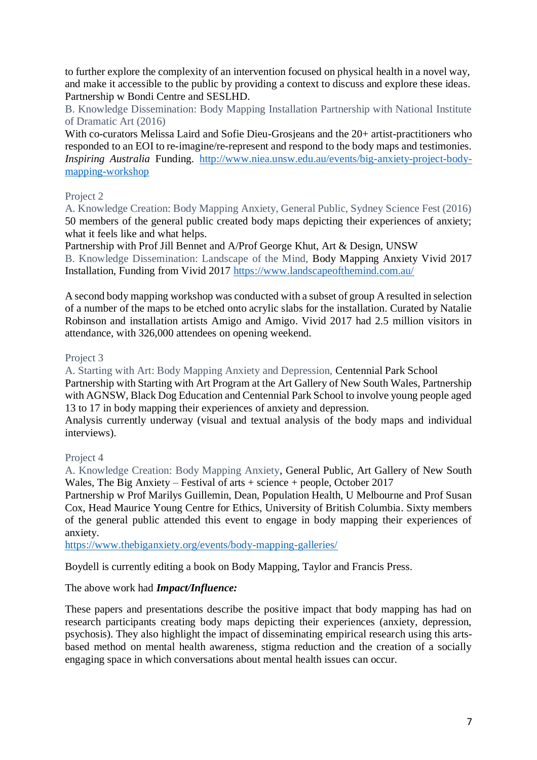to further explore the complexity of an intervention focused on physical health in a novel way, and make it accessible to the public by providing a context to discuss and explore these ideas. Partnership w Bondi Centre and SESLHD.

B. Knowledge Dissemination: Body Mapping Installation Partnership with National Institute of Dramatic Art (2016)

With co-curators Melissa Laird and Sofie Dieu-Grosjeans and the 20+ artist-practitioners who responded to an EOI to re-imagine/re-represent and respond to the body maps and testimonies. *Inspiring Australia* Funding. [http://www.niea.unsw.edu.au/events/big-anxiety-project-body-mapping-workshop](http://www.niea.unsw.edu.au/events/big-anxiety-project-body-mapping-workshop)

Project 2

A. Knowledge Creation: Body Mapping Anxiety, General Public, Sydney Science Fest (2016)

50 members of the general public created body maps depicting their experiences of anxiety; what it feels like and what helps.

Partnership with Prof Jill Bennet and A/Prof George Khut, Art & Design, UNSW

B. Knowledge Dissemination: Landscape of the Mind, Body Mapping Anxiety Vivid 2017 Installation, Funding from Vivid 2017 [https://www.landscapeofthemind.com.au/](https://www.landscapeofthemind.com.au/)

A second body mapping workshop was conducted with a subset of group A resulted in selection of a number of the maps to be etched onto acrylic slabs for the installation. Curated by Natalie Robinson and installation artists Amigo and Amigo. Vivid 2017 had 2.5 million visitors in attendance, with 326,000 attendees on opening weekend.

Project 3

A. Starting with Art: Body Mapping Anxiety and Depression, Centennial Park School

Partnership with Starting with Art Program at the Art Gallery of New South Wales, Partnership with AGNSW, Black Dog Education and Centennial Park School to involve young people aged 13 to 17 in body mapping their experiences of anxiety and depression.

Analysis currently underway (visual and textual analysis of the body maps and individual interviews).

Project 4

A. Knowledge Creation: Body Mapping Anxiety, General Public, Art Gallery of New South Wales, The Big Anxiety – Festival of arts + science + people, October 2017

Partnership w Prof Marilys Guillemin, Dean, Population Health, U Melbourne and Prof Susan Cox, Head Maurice Young Centre for Ethics, University of British Columbia. Sixty members of the general public attended this event to engage in body mapping their experiences of anxiety.

[https://www.thebiganxiety.org/events/body-mapping-galleries/](https://www.thebiganxiety.org/events/body-mapping-galleries/)

Boydell is currently editing a book on Body Mapping, Taylor and Francis Press.

The above work had ***Impact/Influence:***

These papers and presentations describe the positive impact that body mapping has had on research participants creating body maps depicting their experiences (anxiety, depression, psychosis). They also highlight the impact of disseminating empirical research using this arts-based method on mental health awareness, stigma reduction and the creation of a socially engaging space in which conversations about mental health issues can occur.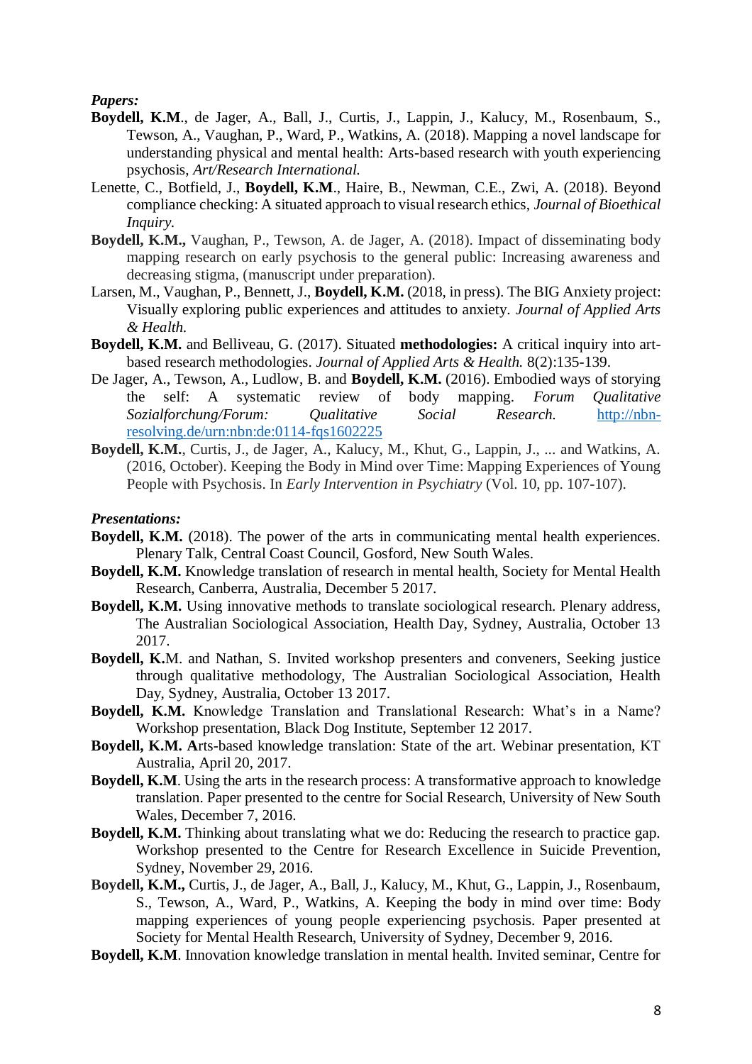***Papers:***

**Boydell, K.M**., de Jager, A., Ball, J., Curtis, J., Lappin, J., Kalucy, M., Rosenbaum, S., Tewson, A., Vaughan, P., Ward, P., Watkins, A. (2018). Mapping a novel landscape for understanding physical and mental health: Arts-based research with youth experiencing psychosis, *Art/Research International.*

Lenette, C., Botfield, J., **Boydell, K.M**., Haire, B., Newman, C.E., Zwi, A. (2018). Beyond compliance checking: A situated approach to visual research ethics, *Journal of Bioethical Inquiry.*

**Boydell, K.M.,** Vaughan, P., Tewson, A. de Jager, A. (2018). Impact of disseminating body mapping research on early psychosis to the general public: Increasing awareness and decreasing stigma, (manuscript under preparation).

Larsen, M., Vaughan, P., Bennett, J., **Boydell, K.M.** (2018, in press). The BIG Anxiety project: Visually exploring public experiences and attitudes to anxiety. *Journal of Applied Arts & Health.*

**Boydell, K.M.** and Belliveau, G. (2017). Situated **methodologies:** A critical inquiry into art-based research methodologies. *Journal of Applied Arts & Health.* 8(2):135-139.

De Jager, A., Tewson, A., Ludlow, B. and **Boydell, K.M.** (2016). Embodied ways of storying the self: A systematic review of body mapping. *Forum Qualitative Sozialforchung/Forum: Qualitative Social Research.* http://nbn-resolving.de/urn:nbn:de:0114-fqs1602225

**Boydell, K.M.**, Curtis, J., de Jager, A., Kalucy, M., Khut, G., Lappin, J., ... and Watkins, A. (2016, October). Keeping the Body in Mind over Time: Mapping Experiences of Young People with Psychosis. In *Early Intervention in Psychiatry* (Vol. 10, pp. 107-107).

***Presentations:***

**Boydell, K.M.** (2018). The power of the arts in communicating mental health experiences. Plenary Talk, Central Coast Council, Gosford, New South Wales.

**Boydell, K.M.** Knowledge translation of research in mental health, Society for Mental Health Research, Canberra, Australia, December 5 2017.

**Boydell, K.M.** Using innovative methods to translate sociological research. Plenary address, The Australian Sociological Association, Health Day, Sydney, Australia, October 13 2017.

**Boydell, K.**M. and Nathan, S. Invited workshop presenters and conveners, Seeking justice through qualitative methodology, The Australian Sociological Association, Health Day, Sydney, Australia, October 13 2017.

**Boydell, K.M.** Knowledge Translation and Translational Research: What's in a Name? Workshop presentation, Black Dog Institute, September 12 2017.

**Boydell, K.M. A**rts-based knowledge translation: State of the art. Webinar presentation, KT Australia, April 20, 2017.

**Boydell, K.M**. Using the arts in the research process: A transformative approach to knowledge translation. Paper presented to the centre for Social Research, University of New South Wales, December 7, 2016.

**Boydell, K.M.** Thinking about translating what we do: Reducing the research to practice gap. Workshop presented to the Centre for Research Excellence in Suicide Prevention, Sydney, November 29, 2016.

**Boydell, K.M.,** Curtis, J., de Jager, A., Ball, J., Kalucy, M., Khut, G., Lappin, J., Rosenbaum, S., Tewson, A., Ward, P., Watkins, A. Keeping the body in mind over time: Body mapping experiences of young people experiencing psychosis. Paper presented at Society for Mental Health Research, University of Sydney, December 9, 2016.

**Boydell, K.M**. Innovation knowledge translation in mental health. Invited seminar, Centre for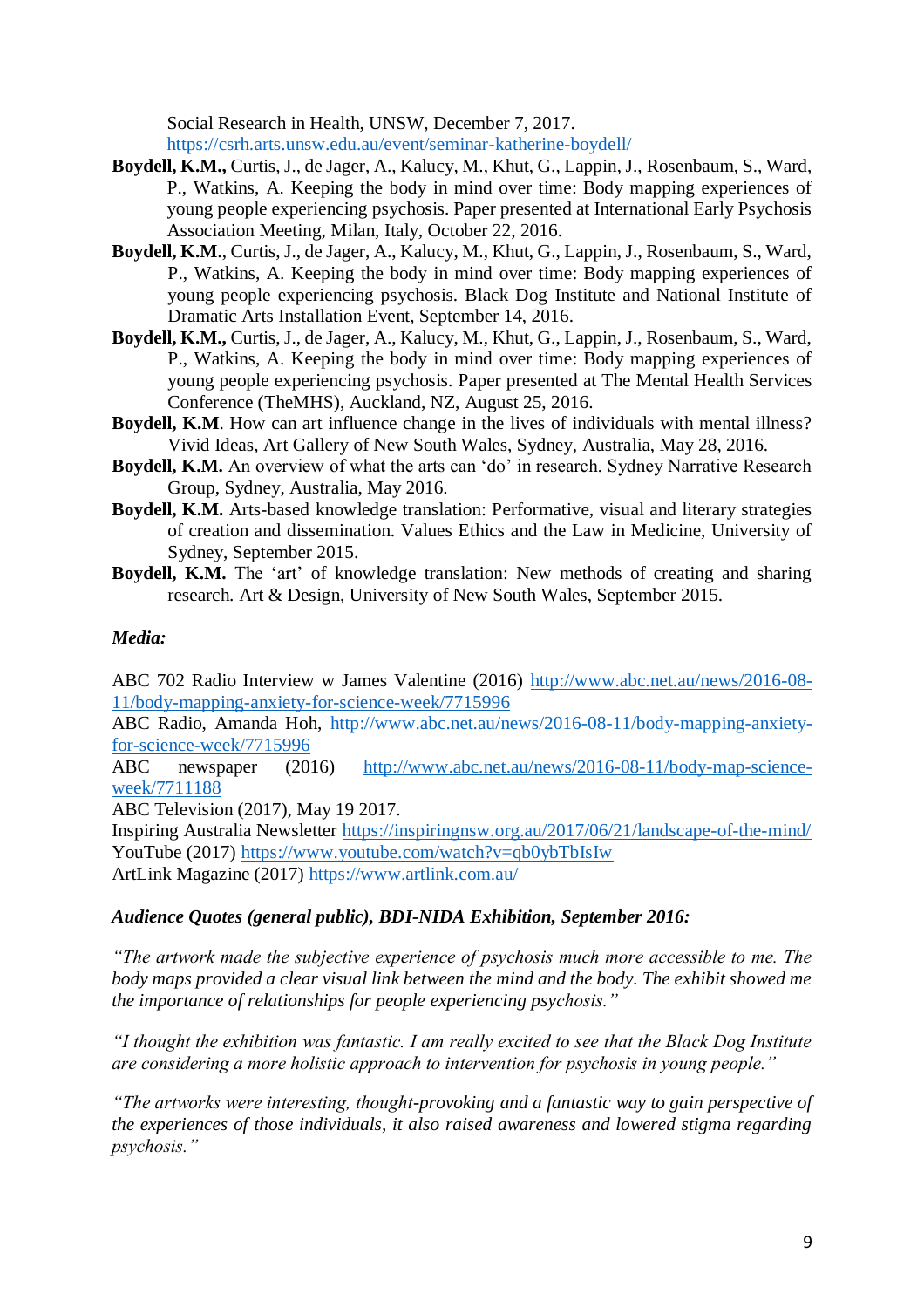Social Research in Health, UNSW, December 7, 2017. https://csrh.arts.unsw.edu.au/event/seminar-katherine-boydell/

**Boydell, K.M.,** Curtis, J., de Jager, A., Kalucy, M., Khut, G., Lappin, J., Rosenbaum, S., Ward, P., Watkins, A. Keeping the body in mind over time: Body mapping experiences of young people experiencing psychosis. Paper presented at International Early Psychosis Association Meeting, Milan, Italy, October 22, 2016.

**Boydell, K.M**., Curtis, J., de Jager, A., Kalucy, M., Khut, G., Lappin, J., Rosenbaum, S., Ward, P., Watkins, A. Keeping the body in mind over time: Body mapping experiences of young people experiencing psychosis. Black Dog Institute and National Institute of Dramatic Arts Installation Event, September 14, 2016.

**Boydell, K.M.,** Curtis, J., de Jager, A., Kalucy, M., Khut, G., Lappin, J., Rosenbaum, S., Ward, P., Watkins, A. Keeping the body in mind over time: Body mapping experiences of young people experiencing psychosis. Paper presented at The Mental Health Services Conference (TheMHS), Auckland, NZ, August 25, 2016.

**Boydell, K.M**. How can art influence change in the lives of individuals with mental illness? Vivid Ideas, Art Gallery of New South Wales, Sydney, Australia, May 28, 2016.

**Boydell, K.M.** An overview of what the arts can 'do' in research. Sydney Narrative Research Group, Sydney, Australia, May 2016.

**Boydell, K.M.** Arts-based knowledge translation: Performative, visual and literary strategies of creation and dissemination. Values Ethics and the Law in Medicine, University of Sydney, September 2015.

**Boydell, K.M.** The 'art' of knowledge translation: New methods of creating and sharing research. Art & Design, University of New South Wales, September 2015.

***Media:***

ABC 702 Radio Interview w James Valentine (2016) http://www.abc.net.au/news/2016-08-11/body-mapping-anxiety-for-science-week/7715996

ABC Radio, Amanda Hoh, http://www.abc.net.au/news/2016-08-11/body-mapping-anxiety-for-science-week/7715996

ABC newspaper (2016) http://www.abc.net.au/news/2016-08-11/body-map-science-week/7711188

ABC Television (2017), May 19 2017.

Inspiring Australia Newsletter https://inspiringnsw.org.au/2017/06/21/landscape-of-the-mind/

YouTube (2017) https://www.youtube.com/watch?v=qb0ybTbIsIw

ArtLink Magazine (2017) https://www.artlink.com.au/

***Audience Quotes (general public), BDI-NIDA Exhibition, September 2016:***

*"The artwork made the subjective experience of psychosis much more accessible to me. The body maps provided a clear visual link between the mind and the body. The exhibit showed me the importance of relationships for people experiencing psychosis."*

*"I thought the exhibition was fantastic. I am really excited to see that the Black Dog Institute are considering a more holistic approach to intervention for psychosis in young people."*

*"The artworks were interesting, thought-provoking and a fantastic way to gain perspective of the experiences of those individuals, it also raised awareness and lowered stigma regarding psychosis."*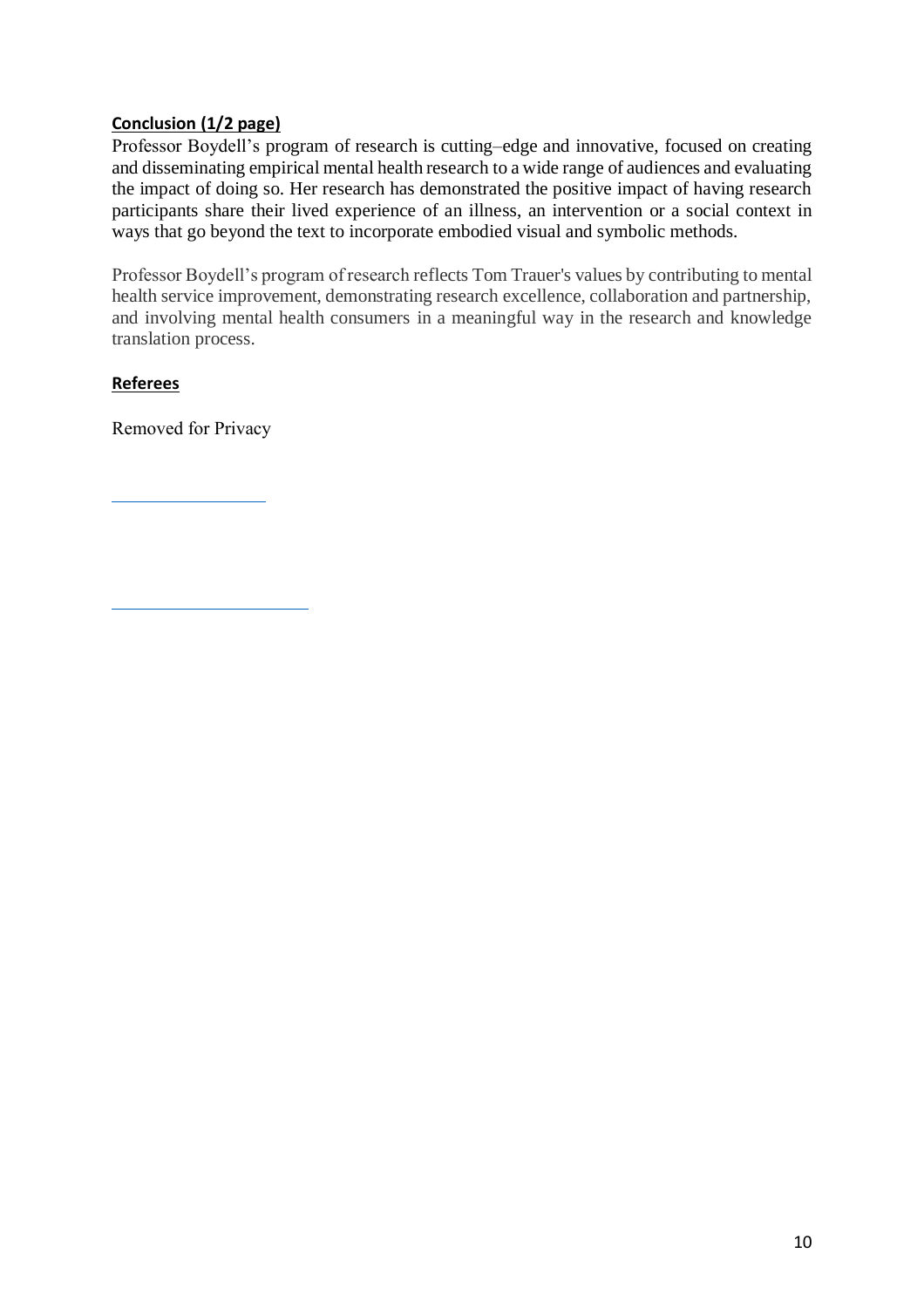**Conclusion (1/2 page)**

Professor Boydell's program of research is cutting–edge and innovative, focused on creating and disseminating empirical mental health research to a wide range of audiences and evaluating the impact of doing so. Her research has demonstrated the positive impact of having research participants share their lived experience of an illness, an intervention or a social context in ways that go beyond the text to incorporate embodied visual and symbolic methods.

Professor Boydell's program of research reflects Tom Trauer's values by contributing to mental health service improvement, demonstrating research excellence, collaboration and partnership, and involving mental health consumers in a meaningful way in the research and knowledge translation process.

**Referees**

Removed for Privacy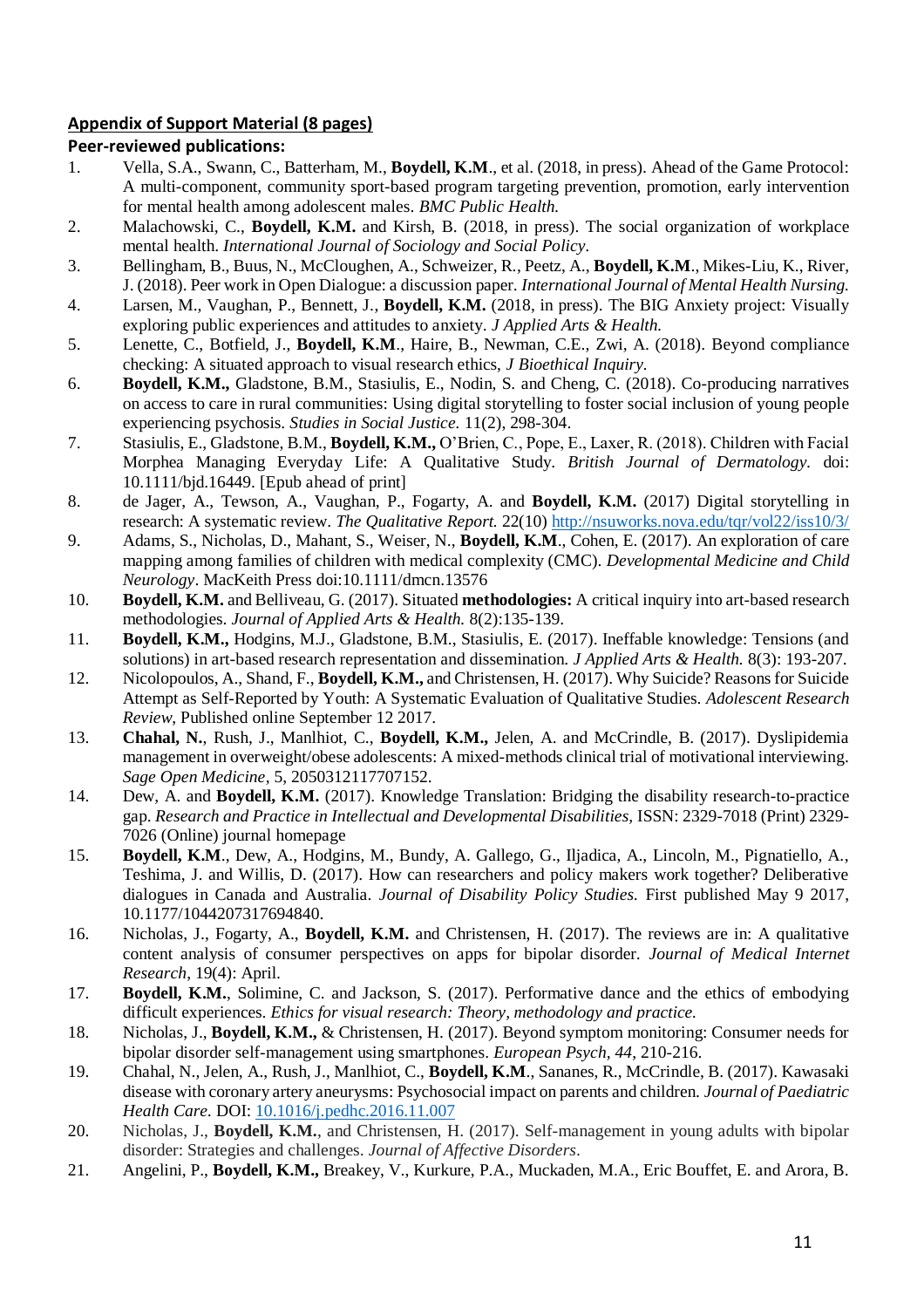**Appendix of Support Material (8 pages)**

**Peer-reviewed publications:**

1. Vella, S.A., Swann, C., Batterham, M., **Boydell, K.M**., et al. (2018, in press). Ahead of the Game Protocol: A multi-component, community sport-based program targeting prevention, promotion, early intervention for mental health among adolescent males. *BMC Public Health.*
2. Malachowski, C., **Boydell, K.M.** and Kirsh, B. (2018, in press). The social organization of workplace mental health. *International Journal of Sociology and Social Policy*.
3. Bellingham, B., Buus, N., McCloughen, A., Schweizer, R., Peetz, A., **Boydell, K.M**., Mikes-Liu, K., River, J. (2018). Peer work in Open Dialogue: a discussion paper. *International Journal of Mental Health Nursing.*
4. Larsen, M., Vaughan, P., Bennett, J., **Boydell, K.M.** (2018, in press). The BIG Anxiety project: Visually exploring public experiences and attitudes to anxiety. *J Applied Arts & Health.*
5. Lenette, C., Botfield, J., **Boydell, K.M**., Haire, B., Newman, C.E., Zwi, A. (2018). Beyond compliance checking: A situated approach to visual research ethics, *J Bioethical Inquiry.*
6. **Boydell, K.M.,** Gladstone, B.M., Stasiulis, E., Nodin, S. and Cheng, C. (2018). Co-producing narratives on access to care in rural communities: Using digital storytelling to foster social inclusion of young people experiencing psychosis. *Studies in Social Justice.* 11(2), 298-304.
7. Stasiulis, E., Gladstone, B.M., **Boydell, K.M.,** O'Brien, C., Pope, E., Laxer, R. (2018). Children with Facial Morphea Managing Everyday Life: A Qualitative Study. *British Journal of Dermatology.* doi: 10.1111/bjd.16449. [Epub ahead of print]
8. de Jager, A., Tewson, A., Vaughan, P., Fogarty, A. and **Boydell, K.M.** (2017) Digital storytelling in research: A systematic review. *The Qualitative Report.* 22(10) http://nsuworks.nova.edu/tqr/vol22/iss10/3/
9. Adams, S., Nicholas, D., Mahant, S., Weiser, N., **Boydell, K.M**., Cohen, E. (2017). An exploration of care mapping among families of children with medical complexity (CMC). *Developmental Medicine and Child Neurology*. MacKeith Press doi:10.1111/dmcn.13576
10. **Boydell, K.M.** and Belliveau, G. (2017). Situated **methodologies:** A critical inquiry into art-based research methodologies. *Journal of Applied Arts & Health.* 8(2):135-139.
11. **Boydell, K.M**., Hodgins, M.J., Gladstone, B.M., Stasiulis, E. (2017). Ineffable knowledge: Tensions (and solutions) in art-based research representation and dissemination. *J Applied Arts & Health.* 8(3): 193-207.
12. Nicolopoulos, A., Shand, F., **Boydell, K.M.,** and Christensen, H. (2017). Why Suicide? Reasons for Suicide Attempt as Self-Reported by Youth: A Systematic Evaluation of Qualitative Studies. *Adolescent Research Review*, Published online September 12 2017.
13. **Chahal, N.**, Rush, J., Manlhiot, C., **Boydell, K.M.,** Jelen, A. and McCrindle, B. (2017). Dyslipidemia management in overweight/obese adolescents: A mixed-methods clinical trial of motivational interviewing. *Sage Open Medicine*, 5, 2050312117707152.
14. Dew, A. and **Boydell, K.M.** (2017). Knowledge Translation: Bridging the disability research-to-practice gap. *Research and Practice in Intellectual and Developmental Disabilities,* ISSN: 2329-7018 (Print) 2329-7026 (Online) journal homepage
15. **Boydell, K.M**., Dew, A., Hodgins, M., Bundy, A. Gallego, G., Iljadica, A., Lincoln, M., Pignatiello, A., Teshima, J. and Willis, D. (2017). How can researchers and policy makers work together? Deliberative dialogues in Canada and Australia. *Journal of Disability Policy Studies.* First published May 9 2017, 10.1177/1044207317694840.
16. Nicholas, J., Fogarty, A., **Boydell, K.M.** and Christensen, H. (2017). The reviews are in: A qualitative content analysis of consumer perspectives on apps for bipolar disorder. *Journal of Medical Internet Research*, 19(4): April.
17. **Boydell, K.M.**, Solimine, C. and Jackson, S. (2017). Performative dance and the ethics of embodying difficult experiences. *Ethics for visual research: Theory, methodology and practice.*
18. Nicholas, J., **Boydell, K.M.,** & Christensen, H. (2017). Beyond symptom monitoring: Consumer needs for bipolar disorder self-management using smartphones. *European Psych, 44,* 210-216.
19. Chahal, N., Jelen, A., Rush, J., Manlhiot, C., **Boydell, K.M**., Sananes, R., McCrindle, B. (2017). Kawasaki disease with coronary artery aneurysms: Psychosocial impact on parents and children. *Journal of Paediatric Health Care.* DOI: 10.1016/j.pedhc.2016.11.007
20. Nicholas, J., **Boydell, K.M.**, and Christensen, H. (2017). Self-management in young adults with bipolar disorder: Strategies and challenges. *Journal of Affective Disorders*.
21. Angelini, P., **Boydell, K.M.,** Breakey, V., Kurkure, P.A., Muckaden, M.A., Eric Bouffet, E. and Arora, B.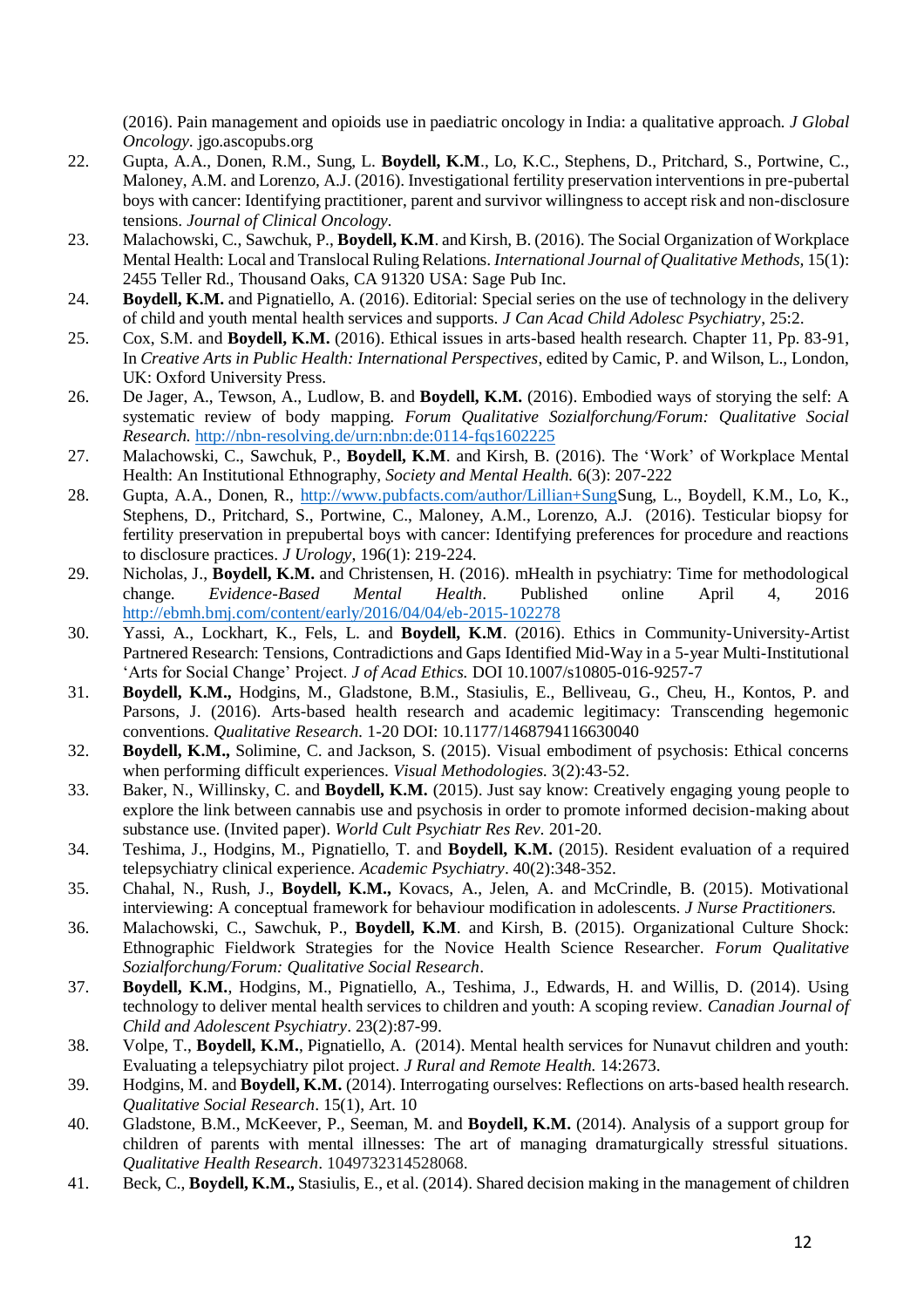(2016). Pain management and opioids use in paediatric oncology in India: a qualitative approach. *J Global Oncology*. jgo.ascopubs.org

22. Gupta, A.A., Donen, R.M., Sung, L. **Boydell, K.M**., Lo, K.C., Stephens, D., Pritchard, S., Portwine, C., Maloney, A.M. and Lorenzo, A.J. (2016). Investigational fertility preservation interventions in pre-pubertal boys with cancer: Identifying practitioner, parent and survivor willingness to accept risk and non-disclosure tensions. *Journal of Clinical Oncology.*
23. Malachowski, C., Sawchuk, P., **Boydell, K.M**. and Kirsh, B. (2016). The Social Organization of Workplace Mental Health: Local and Translocal Ruling Relations. *International Journal of Qualitative Methods,* 15(1): 2455 Teller Rd., Thousand Oaks, CA 91320 USA: Sage Pub Inc.
24. **Boydell, K.M.** and Pignatiello, A. (2016). Editorial: Special series on the use of technology in the delivery of child and youth mental health services and supports. *J Can Acad Child Adolesc Psychiatry*, 25:2.
25. Cox, S.M. and **Boydell, K.M.** (2016). Ethical issues in arts-based health research. Chapter 11, Pp. 83-91, In *Creative Arts in Public Health: International Perspectives*, edited by Camic, P. and Wilson, L., London, UK: Oxford University Press.
26. De Jager, A., Tewson, A., Ludlow, B. and **Boydell, K.M.** (2016). Embodied ways of storying the self: A systematic review of body mapping. *Forum Qualitative Sozialforchung/Forum: Qualitative Social Research.* http://nbn-resolving.de/urn:nbn:de:0114-fqs1602225
27. Malachowski, C., Sawchuk, P., **Boydell, K.M**. and Kirsh, B. (2016). The 'Work' of Workplace Mental Health: An Institutional Ethnography, *Society and Mental Health.* 6(3): 207-222
28. Gupta, A.A., Donen, R., http://www.pubfacts.com/author/Lillian+SungSung, L., Boydell, K.M., Lo, K., Stephens, D., Pritchard, S., Portwine, C., Maloney, A.M., Lorenzo, A.J. (2016). Testicular biopsy for fertility preservation in prepubertal boys with cancer: Identifying preferences for procedure and reactions to disclosure practices. *J Urology*, 196(1): 219-224.
29. Nicholas, J., **Boydell, K.M.** and Christensen, H. (2016). mHealth in psychiatry: Time for methodological change. *Evidence-Based Mental Health*. Published online April 4, 2016 http://ebmh.bmj.com/content/early/2016/04/04/eb-2015-102278
30. Yassi, A., Lockhart, K., Fels, L. and **Boydell, K.M**. (2016). Ethics in Community-University-Artist Partnered Research: Tensions, Contradictions and Gaps Identified Mid-Way in a 5-year Multi-Institutional 'Arts for Social Change' Project. *J of Acad Ethics.* DOI 10.1007/s10805-016-9257-7
31. **Boydell, K.M.,** Hodgins, M., Gladstone, B.M., Stasiulis, E., Belliveau, G., Cheu, H., Kontos, P. and Parsons, J. (2016). Arts-based health research and academic legitimacy: Transcending hegemonic conventions. *Qualitative Research.* 1-20 DOI: 10.1177/1468794116630040
32. **Boydell, K.M.,** Solimine, C. and Jackson, S. (2015). Visual embodiment of psychosis: Ethical concerns when performing difficult experiences. *Visual Methodologies.* 3(2):43-52.
33. Baker, N., Willinsky, C. and **Boydell, K.M.** (2015). Just say know: Creatively engaging young people to explore the link between cannabis use and psychosis in order to promote informed decision-making about substance use. (Invited paper). *World Cult Psychiatr Res Rev.* 201-20.
34. Teshima, J., Hodgins, M., Pignatiello, T. and **Boydell, K.M.** (2015). Resident evaluation of a required telepsychiatry clinical experience. *Academic Psychiatry*. 40(2):348-352.
35. Chahal, N., Rush, J., **Boydell, K.M.,** Kovacs, A., Jelen, A. and McCrindle, B. (2015). Motivational interviewing: A conceptual framework for behaviour modification in adolescents. *J Nurse Practitioners.*
36. Malachowski, C., Sawchuk, P., **Boydell, K.M**. and Kirsh, B. (2015). Organizational Culture Shock: Ethnographic Fieldwork Strategies for the Novice Health Science Researcher. *Forum Qualitative Sozialforchung/Forum: Qualitative Social Research*.
37. **Boydell, K.M.**, Hodgins, M., Pignatiello, A., Teshima, J., Edwards, H. and Willis, D. (2014). Using technology to deliver mental health services to children and youth: A scoping review. *Canadian Journal of Child and Adolescent Psychiatry*. 23(2):87-99.
38. Volpe, T., **Boydell, K.M.**, Pignatiello, A. (2014). Mental health services for Nunavut children and youth: Evaluating a telepsychiatry pilot project. *J Rural and Remote Health.* 14:2673.
39. Hodgins, M. and **Boydell, K.M.** (2014). Interrogating ourselves: Reflections on arts-based health research. *Qualitative Social Research*. 15(1), Art. 10
40. Gladstone, B.M., McKeever, P., Seeman, M. and **Boydell, K.M.** (2014). Analysis of a support group for children of parents with mental illnesses: The art of managing dramaturgically stressful situations. *Qualitative Health Research*. 1049732314528068.
41. Beck, C., **Boydell, K.M.,** Stasiulis, E., et al. (2014). Shared decision making in the management of children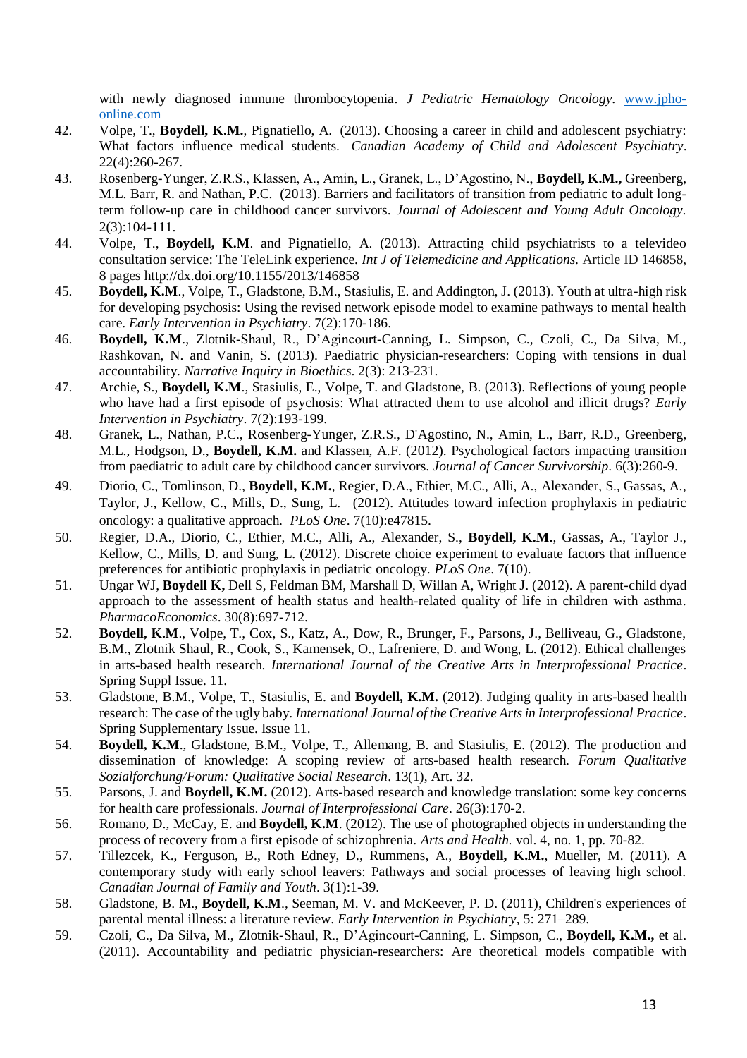with newly diagnosed immune thrombocytopenia. *J Pediatric Hematology Oncology*. [www.jpho-online.com](www.jpho-online.com)

42. Volpe, T., **Boydell, K.M.**, Pignatiello, A. (2013). Choosing a career in child and adolescent psychiatry: What factors influence medical students. *Canadian Academy of Child and Adolescent Psychiatry*. 22(4):260-267.
43. Rosenberg-Yunger, Z.R.S., Klassen, A., Amin, L., Granek, L., D'Agostino, N., **Boydell, K.M.,** Greenberg, M.L. Barr, R. and Nathan, P.C. (2013). Barriers and facilitators of transition from pediatric to adult long-term follow-up care in childhood cancer survivors. *Journal of Adolescent and Young Adult Oncology*. 2(3):104-111.
44. Volpe, T., **Boydell, K.M**. and Pignatiello, A. (2013). Attracting child psychiatrists to a televideo consultation service: The TeleLink experience. *Int J of Telemedicine and Applications.* Article ID 146858, 8 pages http://dx.doi.org/10.1155/2013/146858
45. **Boydell, K.M**., Volpe, T., Gladstone, B.M., Stasiulis, E. and Addington, J. (2013). Youth at ultra-high risk for developing psychosis: Using the revised network episode model to examine pathways to mental health care. *Early Intervention in Psychiatry*. 7(2):170-186.
46. **Boydell, K.M**., Zlotnik-Shaul, R., D'Agincourt-Canning, L. Simpson, C., Czoli, C., Da Silva, M., Rashkovan, N. and Vanin, S. (2013). Paediatric physician-researchers: Coping with tensions in dual accountability. *Narrative Inquiry in Bioethics*. 2(3): 213-231.
47. Archie, S., **Boydell, K.M**., Stasiulis, E., Volpe, T. and Gladstone, B. (2013). Reflections of young people who have had a first episode of psychosis: What attracted them to use alcohol and illicit drugs? *Early Intervention in Psychiatry*. 7(2):193-199.
48. Granek, L., Nathan, P.C., Rosenberg-Yunger, Z.R.S., D'Agostino, N., Amin, L., Barr, R.D., Greenberg, M.L., Hodgson, D., **Boydell, K.M.** and Klassen, A.F. (2012). Psychological factors impacting transition from paediatric to adult care by childhood cancer survivors. *Journal of Cancer Survivorship*. 6(3):260-9.
49. Diorio, C., Tomlinson, D., **Boydell, K.M.**, Regier, D.A., Ethier, M.C., Alli, A., Alexander, S., Gassas, A., Taylor, J., Kellow, C., Mills, D., Sung, L. (2012). Attitudes toward infection prophylaxis in pediatric oncology: a qualitative approach. *PLoS One*. 7(10):e47815.
50. Regier, D.A., Diorio, C., Ethier, M.C., Alli, A., Alexander, S., **Boydell, K.M.**, Gassas, A., Taylor J., Kellow, C., Mills, D. and Sung, L. (2012). Discrete choice experiment to evaluate factors that influence preferences for antibiotic prophylaxis in pediatric oncology. *PLoS One*. 7(10).
51. Ungar WJ, **Boydell K,** Dell S, Feldman BM, Marshall D, Willan A, Wright J. (2012). A parent-child dyad approach to the assessment of health status and health-related quality of life in children with asthma. *PharmacoEconomics*. 30(8):697-712.
52. **Boydell, K.M**., Volpe, T., Cox, S., Katz, A., Dow, R., Brunger, F., Parsons, J., Belliveau, G., Gladstone, B.M., Zlotnik Shaul, R., Cook, S., Kamensek, O., Lafreniere, D. and Wong, L. (2012). Ethical challenges in arts-based health research. *International Journal of the Creative Arts in Interprofessional Practice*. Spring Suppl Issue. 11.
53. Gladstone, B.M., Volpe, T., Stasiulis, E. and **Boydell, K.M.** (2012). Judging quality in arts-based health research: The case of the ugly baby. *International Journal of the Creative Arts in Interprofessional Practice*. Spring Supplementary Issue. Issue 11.
54. **Boydell, K.M**., Gladstone, B.M., Volpe, T., Allemang, B. and Stasiulis, E. (2012). The production and dissemination of knowledge: A scoping review of arts-based health research. *Forum Qualitative Sozialforchung/Forum: Qualitative Social Research*. 13(1), Art. 32.
55. Parsons, J. and **Boydell, K.M.** (2012). Arts-based research and knowledge translation: some key concerns for health care professionals. *Journal of Interprofessional Care*. 26(3):170-2.
56. Romano, D., McCay, E. and **Boydell, K.M**. (2012). The use of photographed objects in understanding the process of recovery from a first episode of schizophrenia. *Arts and Health.* vol. 4, no. 1, pp. 70-82.
57. Tillezcek, K., Ferguson, B., Roth Edney, D., Rummens, A., **Boydell, K.M.**, Mueller, M. (2011). A contemporary study with early school leavers: Pathways and social processes of leaving high school. *Canadian Journal of Family and Youth*. 3(1):1-39.
58. Gladstone, B. M., **Boydell, K.M**., Seeman, M. V. and McKeever, P. D. (2011), Children's experiences of parental mental illness: a literature review. *Early Intervention in Psychiatry*, 5: 271–289.
59. Czoli, C., Da Silva, M., Zlotnik-Shaul, R., D'Agincourt-Canning, L. Simpson, C., **Boydell, K.M.,** et al. (2011). Accountability and pediatric physician-researchers: Are theoretical models compatible with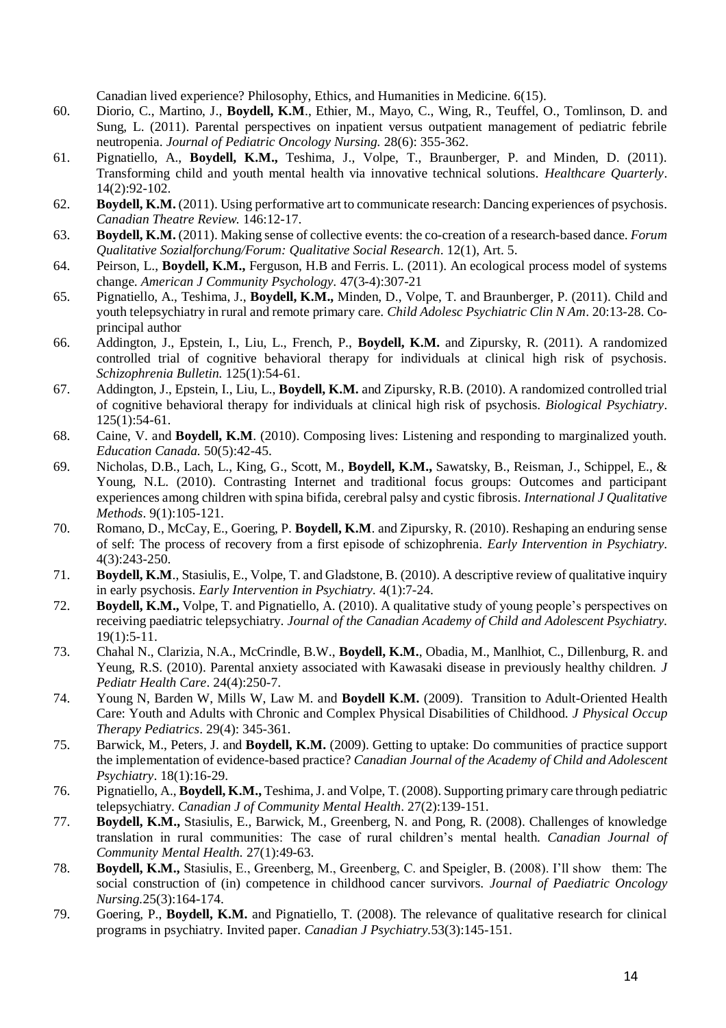Canadian lived experience? Philosophy, Ethics, and Humanities in Medicine. 6(15).

60. Diorio, C., Martino, J., **Boydell, K.M**., Ethier, M., Mayo, C., Wing, R., Teuffel, O., Tomlinson, D. and Sung, L. (2011). Parental perspectives on inpatient versus outpatient management of pediatric febrile neutropenia. *Journal of Pediatric Oncology Nursing.* 28(6): 355-362.
61. Pignatiello, A., **Boydell, K.M.,** Teshima, J., Volpe, T., Braunberger, P. and Minden, D. (2011). Transforming child and youth mental health via innovative technical solutions. *Healthcare Quarterly*. 14(2):92-102.
62. **Boydell, K.M.** (2011). Using performative art to communicate research: Dancing experiences of psychosis. *Canadian Theatre Review.* 146:12-17.
63. **Boydell, K.M.** (2011). Making sense of collective events: the co-creation of a research-based dance. *Forum Qualitative Sozialforchung/Forum: Qualitative Social Research*. 12(1), Art. 5.
64. Peirson, L., **Boydell, K.M.,** Ferguson, H.B and Ferris. L. (2011). An ecological process model of systems change. *American J Community Psychology*. 47(3-4):307-21
65. Pignatiello, A., Teshima, J., **Boydell, K.M.,** Minden, D., Volpe, T. and Braunberger, P. (2011). Child and youth telepsychiatry in rural and remote primary care. *Child Adolesc Psychiatric Clin N Am*. 20:13-28. Co-principal author
66. Addington, J., Epstein, I., Liu, L., French, P., **Boydell, K.M.** and Zipursky, R. (2011). A randomized controlled trial of cognitive behavioral therapy for individuals at clinical high risk of psychosis. *Schizophrenia Bulletin.* 125(1):54-61.
67. Addington, J., Epstein, I., Liu, L., **Boydell, K.M.** and Zipursky, R.B. (2010). A randomized controlled trial of cognitive behavioral therapy for individuals at clinical high risk of psychosis. *Biological Psychiatry*. 125(1):54-61.
68. Caine, V. and **Boydell, K.M**. (2010). Composing lives: Listening and responding to marginalized youth. *Education Canada.* 50(5):42-45.
69. Nicholas, D.B., Lach, L., King, G., Scott, M., **Boydell, K.M.,** Sawatsky, B., Reisman, J., Schippel, E., & Young, N.L. (2010). Contrasting Internet and traditional focus groups: Outcomes and participant experiences among children with spina bifida, cerebral palsy and cystic fibrosis. *International J Qualitative Methods*. 9(1):105-121.
70. Romano, D., McCay, E., Goering, P. **Boydell, K.M**. and Zipursky, R. (2010). Reshaping an enduring sense of self: The process of recovery from a first episode of schizophrenia. *Early Intervention in Psychiatry.* 4(3):243-250.
71. **Boydell, K.M**., Stasiulis, E., Volpe, T. and Gladstone, B. (2010). A descriptive review of qualitative inquiry in early psychosis. *Early Intervention in Psychiatry.* 4(1):7-24.
72. **Boydell, K.M.,** Volpe, T. and Pignatiello, A. (2010). A qualitative study of young people's perspectives on receiving paediatric telepsychiatry. *Journal of the Canadian Academy of Child and Adolescent Psychiatry.* 19(1):5-11.
73. Chahal N., Clarizia, N.A., McCrindle, B.W., **Boydell, K.M.**, Obadia, M., Manlhiot, C., Dillenburg, R. and Yeung, R.S. (2010). Parental anxiety associated with Kawasaki disease in previously healthy children. *J Pediatr Health Care*. 24(4):250-7.
74. Young N, Barden W, Mills W, Law M. and **Boydell K.M.** (2009). Transition to Adult-Oriented Health Care: Youth and Adults with Chronic and Complex Physical Disabilities of Childhood. *J Physical Occup Therapy Pediatrics*. 29(4): 345-361.
75. Barwick, M., Peters, J. and **Boydell, K.M.** (2009). Getting to uptake: Do communities of practice support the implementation of evidence-based practice? *Canadian Journal of the Academy of Child and Adolescent Psychiatry*. 18(1):16-29.
76. Pignatiello, A., **Boydell, K.M.,** Teshima, J. and Volpe, T. (2008). Supporting primary care through pediatric telepsychiatry. *Canadian J of Community Mental Health*. 27(2):139-151.
77. **Boydell, K.M.,** Stasiulis, E., Barwick, M., Greenberg, N. and Pong, R. (2008). Challenges of knowledge translation in rural communities: The case of rural children's mental health. *Canadian Journal of Community Mental Health.* 27(1):49-63.
78. **Boydell, K.M.,** Stasiulis, E., Greenberg, M., Greenberg, C. and Speigler, B. (2008). I'll show them: The social construction of (in) competence in childhood cancer survivors. *Journal of Paediatric Oncology Nursing.*25(3):164-174.
79. Goering, P., **Boydell, K.M.** and Pignatiello, T. (2008). The relevance of qualitative research for clinical programs in psychiatry. Invited paper. *Canadian J Psychiatry*.53(3):145-151.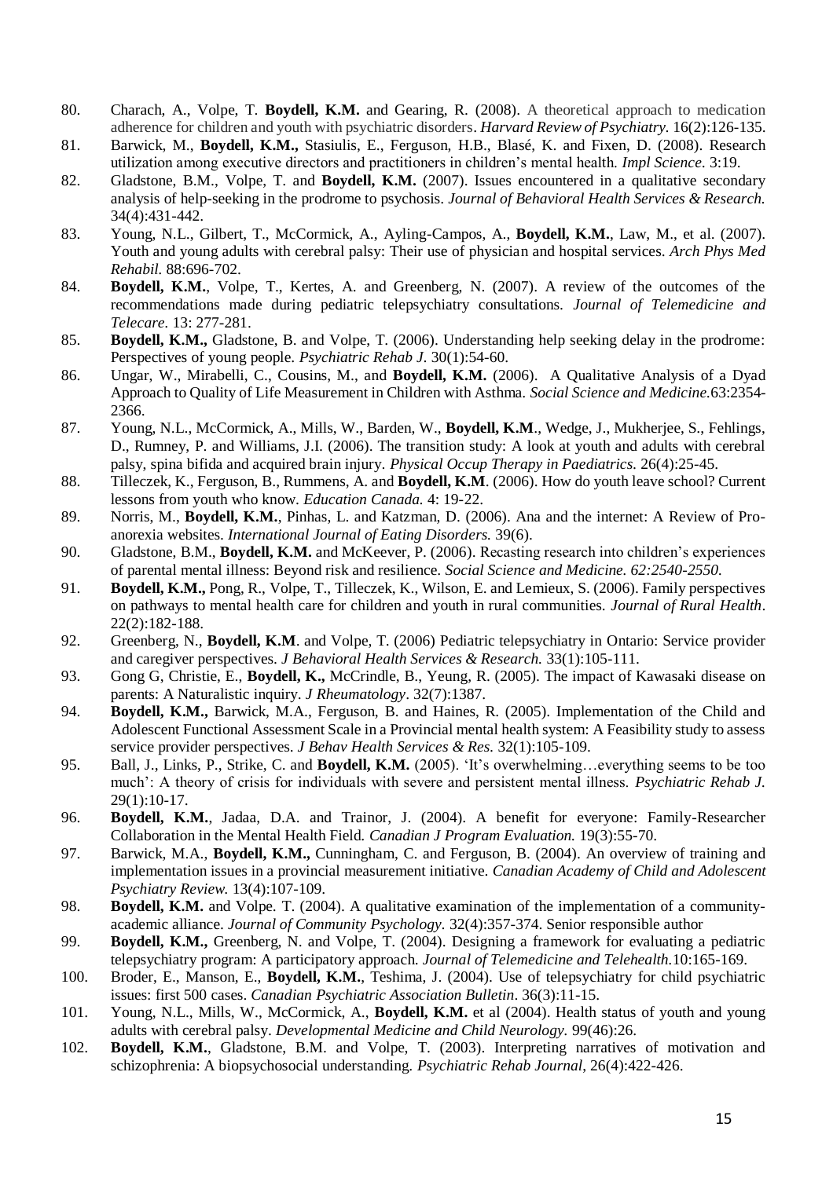80. Charach, A., Volpe, T. **Boydell, K.M.** and Gearing, R. (2008). A theoretical approach to medication adherence for children and youth with psychiatric disorders. *Harvard Review of Psychiatry.* 16(2):126-135.
81. Barwick, M., **Boydell, K.M.,** Stasiulis, E., Ferguson, H.B., Blasé, K. and Fixen, D. (2008). Research utilization among executive directors and practitioners in children's mental health. *Impl Science.* 3:19.
82. Gladstone, B.M., Volpe, T. and **Boydell, K.M.** (2007). Issues encountered in a qualitative secondary analysis of help-seeking in the prodrome to psychosis. *Journal of Behavioral Health Services & Research.* 34(4):431-442.
83. Young, N.L., Gilbert, T., McCormick, A., Ayling-Campos, A., **Boydell, K.M.**, Law, M., et al. (2007). Youth and young adults with cerebral palsy: Their use of physician and hospital services. *Arch Phys Med Rehabil.* 88:696-702.
84. **Boydell, K.M.**, Volpe, T., Kertes, A. and Greenberg, N. (2007). A review of the outcomes of the recommendations made during pediatric telepsychiatry consultations. *Journal of Telemedicine and Telecare.* 13: 277-281.
85. **Boydell, K.M.,** Gladstone, B. and Volpe, T. (2006). Understanding help seeking delay in the prodrome: Perspectives of young people. *Psychiatric Rehab J.* 30(1):54-60.
86. Ungar, W., Mirabelli, C., Cousins, M., and **Boydell, K.M.** (2006). A Qualitative Analysis of a Dyad Approach to Quality of Life Measurement in Children with Asthma. *Social Science and Medicine.*63:2354-2366.
87. Young, N.L., McCormick, A., Mills, W., Barden, W., **Boydell, K.M**., Wedge, J., Mukherjee, S., Fehlings, D., Rumney, P. and Williams, J.I. (2006). The transition study: A look at youth and adults with cerebral palsy, spina bifida and acquired brain injury. *Physical Occup Therapy in Paediatrics.* 26(4):25-45.
88. Tilleczek, K., Ferguson, B., Rummens, A. and **Boydell, K.M**. (2006). How do youth leave school? Current lessons from youth who know. *Education Canada.* 4: 19-22.
89. Norris, M., **Boydell, K.M.**, Pinhas, L. and Katzman, D. (2006). Ana and the internet: A Review of Pro-anorexia websites. *International Journal of Eating Disorders.* 39(6).
90. Gladstone, B.M., **Boydell, K.M.** and McKeever, P. (2006). Recasting research into children's experiences of parental mental illness: Beyond risk and resilience. *Social Science and Medicine. 62:2540-2550.*
91. **Boydell, K.M.,** Pong, R., Volpe, T., Tilleczek, K., Wilson, E. and Lemieux, S. (2006). Family perspectives on pathways to mental health care for children and youth in rural communities. *Journal of Rural Health*. 22(2):182-188.
92. Greenberg, N., **Boydell, K.M**. and Volpe, T. (2006) Pediatric telepsychiatry in Ontario: Service provider and caregiver perspectives. *J Behavioral Health Services & Research.* 33(1):105-111.
93. Gong G, Christie, E., **Boydell, K.,** McCrindle, B., Yeung, R. (2005). The impact of Kawasaki disease on parents: A Naturalistic inquiry. *J Rheumatology*. 32(7):1387.
94. **Boydell, K.M.,** Barwick, M.A., Ferguson, B. and Haines, R. (2005). Implementation of the Child and Adolescent Functional Assessment Scale in a Provincial mental health system: A Feasibility study to assess service provider perspectives. *J Behav Health Services & Res.* 32(1):105-109.
95. Ball, J., Links, P., Strike, C. and **Boydell, K.M.** (2005). 'It's overwhelming…everything seems to be too much': A theory of crisis for individuals with severe and persistent mental illness. *Psychiatric Rehab J.* 29(1):10-17.
96. **Boydell, K.M.**, Jadaa, D.A. and Trainor, J. (2004). A benefit for everyone: Family-Researcher Collaboration in the Mental Health Field. *Canadian J Program Evaluation.* 19(3):55-70.
97. Barwick, M.A., **Boydell, K.M.,** Cunningham, C. and Ferguson, B. (2004). An overview of training and implementation issues in a provincial measurement initiative. *Canadian Academy of Child and Adolescent Psychiatry Review.* 13(4):107-109.
98. **Boydell, K.M.** and Volpe. T. (2004). A qualitative examination of the implementation of a community-academic alliance. *Journal of Community Psychology.* 32(4):357-374. Senior responsible author
99. **Boydell, K.M.,** Greenberg, N. and Volpe, T. (2004). Designing a framework for evaluating a pediatric telepsychiatry program: A participatory approach. *Journal of Telemedicine and Telehealth.*10:165-169.
100. Broder, E., Manson, E., **Boydell, K.M.**, Teshima, J. (2004). Use of telepsychiatry for child psychiatric issues: first 500 cases. *Canadian Psychiatric Association Bulletin*. 36(3):11-15.
101. Young, N.L., Mills, W., McCormick, A., **Boydell, K.M.** et al (2004). Health status of youth and young adults with cerebral palsy. *Developmental Medicine and Child Neurology.* 99(46):26.
102. **Boydell, K.M.**, Gladstone, B.M. and Volpe, T. (2003). Interpreting narratives of motivation and schizophrenia: A biopsychosocial understanding. *Psychiatric Rehab Journal,* 26(4):422-426.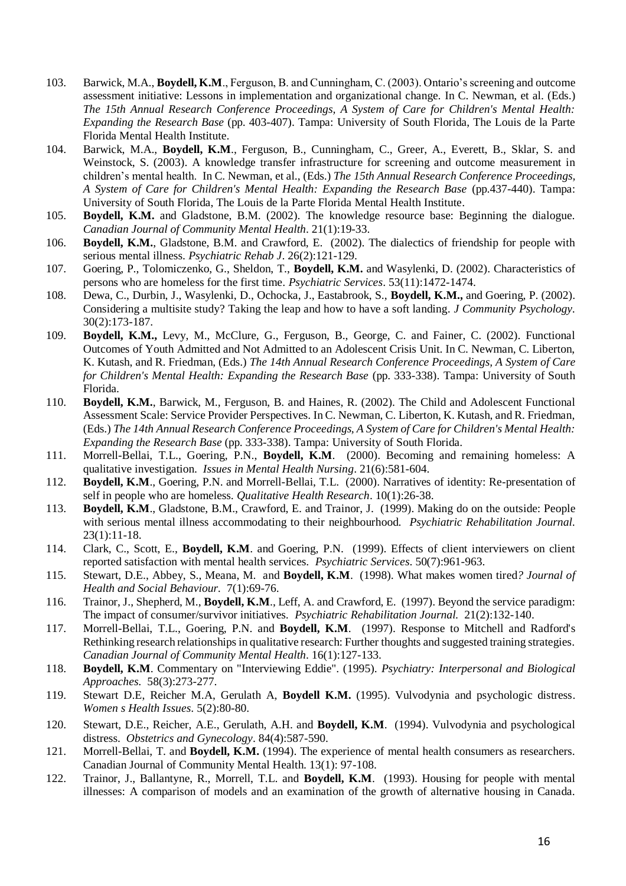103. Barwick, M.A., **Boydell, K.M**., Ferguson, B. and Cunningham, C. (2003). Ontario's screening and outcome assessment initiative: Lessons in implementation and organizational change. In C. Newman, et al. (Eds.) *The 15th Annual Research Conference Proceedings, A System of Care for Children's Mental Health: Expanding the Research Base* (pp. 403-407). Tampa: University of South Florida, The Louis de la Parte Florida Mental Health Institute.
104. Barwick, M.A., **Boydell, K.M**., Ferguson, B., Cunningham, C., Greer, A., Everett, B., Sklar, S. and Weinstock, S. (2003). A knowledge transfer infrastructure for screening and outcome measurement in children's mental health. In C. Newman, et al., (Eds.) *The 15th Annual Research Conference Proceedings, A System of Care for Children's Mental Health: Expanding the Research Base* (pp.437-440). Tampa: University of South Florida, The Louis de la Parte Florida Mental Health Institute.
105. **Boydell, K.M.** and Gladstone, B.M. (2002). The knowledge resource base: Beginning the dialogue. *Canadian Journal of Community Mental Health*. 21(1):19-33.
106. **Boydell, K.M.**, Gladstone, B.M. and Crawford, E. (2002). The dialectics of friendship for people with serious mental illness. *Psychiatric Rehab J*. 26(2):121-129.
107. Goering, P., Tolomiczenko, G., Sheldon, T., **Boydell, K.M.** and Wasylenki, D. (2002). Characteristics of persons who are homeless for the first time. *Psychiatric Services*. 53(11):1472-1474.
108. Dewa, C., Durbin, J., Wasylenki, D., Ochocka, J., Eastabrook, S., **Boydell, K.M.,** and Goering, P. (2002). Considering a multisite study? Taking the leap and how to have a soft landing. *J Community Psychology*. 30(2):173-187.
109. **Boydell, K.M.,** Levy, M., McClure, G., Ferguson, B., George, C. and Fainer, C. (2002). Functional Outcomes of Youth Admitted and Not Admitted to an Adolescent Crisis Unit. In C. Newman, C. Liberton, K. Kutash, and R. Friedman, (Eds.) *The 14th Annual Research Conference Proceedings, A System of Care for Children's Mental Health: Expanding the Research Base* (pp. 333-338). Tampa: University of South Florida.
110. **Boydell, K.M.**, Barwick, M., Ferguson, B. and Haines, R. (2002). The Child and Adolescent Functional Assessment Scale: Service Provider Perspectives. In C. Newman, C. Liberton, K. Kutash, and R. Friedman, (Eds.) *The 14th Annual Research Conference Proceedings, A System of Care for Children's Mental Health: Expanding the Research Base* (pp. 333-338). Tampa: University of South Florida.
111. Morrell-Bellai, T.L., Goering, P.N., **Boydell, K.M**. (2000). Becoming and remaining homeless: A qualitative investigation. *Issues in Mental Health Nursing*. 21(6):581-604.
112. **Boydell, K.M**., Goering, P.N. and Morrell-Bellai, T.L. (2000). Narratives of identity: Re-presentation of self in people who are homeless. *Qualitative Health Research*. 10(1):26-38.
113. **Boydell, K.M**., Gladstone, B.M., Crawford, E. and Trainor, J. (1999). Making do on the outside: People with serious mental illness accommodating to their neighbourhood. *Psychiatric Rehabilitation Journal*. 23(1):11-18.
114. Clark, C., Scott, E., **Boydell, K.M**. and Goering, P.N. (1999). Effects of client interviewers on client reported satisfaction with mental health services. *Psychiatric Services*. 50(7):961-963.
115. Stewart, D.E., Abbey, S., Meana, M. and **Boydell, K.M**. (1998). What makes women tired*? Journal of Health and Social Behaviour.* 7(1):69-76.
116. Trainor, J., Shepherd, M., **Boydell, K.M**., Leff, A. and Crawford, E. (1997). Beyond the service paradigm: The impact of consumer/survivor initiatives. *Psychiatric Rehabilitation Journal.* 21(2):132-140.
117. Morrell-Bellai, T.L., Goering, P.N. and **Boydell, K.M**. (1997). Response to Mitchell and Radford's Rethinking research relationships in qualitative research: Further thoughts and suggested training strategies. *Canadian Journal of Community Mental Health*. 16(1):127-133.
118. **Boydell, K.M**. Commentary on "Interviewing Eddie". (1995). *Psychiatry: Interpersonal and Biological Approaches.* 58(3):273-277.
119. Stewart D.E, Reicher M.A, Gerulath A, **Boydell K.M.** (1995). Vulvodynia and psychologic distress. *Women s Health Issues*. 5(2):80-80.
120. Stewart, D.E., Reicher, A.E., Gerulath, A.H. and **Boydell, K.M**. (1994). Vulvodynia and psychological distress. *Obstetrics and Gynecology*. 84(4):587-590.
121. Morrell-Bellai, T. and **Boydell, K.M.** (1994). The experience of mental health consumers as researchers. Canadian Journal of Community Mental Health. 13(1): 97-108.
122. Trainor, J., Ballantyne, R., Morrell, T.L. and **Boydell, K.M**. (1993). Housing for people with mental illnesses: A comparison of models and an examination of the growth of alternative housing in Canada.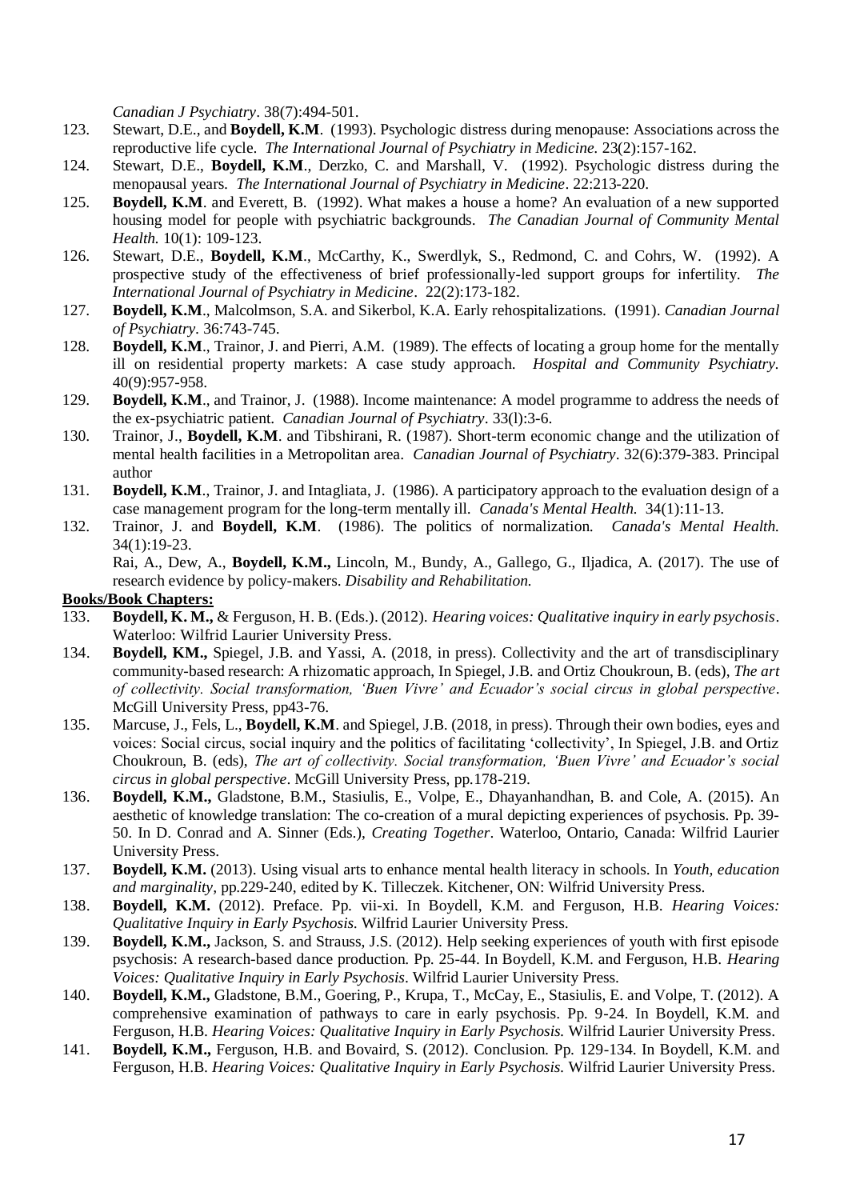*Canadian J Psychiatry*. 38(7):494-501.

123. Stewart, D.E., and **Boydell, K.M**. (1993). Psychologic distress during menopause: Associations across the reproductive life cycle. *The International Journal of Psychiatry in Medicine.* 23(2):157-162.
124. Stewart, D.E., **Boydell, K.M**., Derzko, C. and Marshall, V. (1992). Psychologic distress during the menopausal years. *The International Journal of Psychiatry in Medicine*. 22:213-220.
125. **Boydell, K.M**. and Everett, B. (1992). What makes a house a home? An evaluation of a new supported housing model for people with psychiatric backgrounds. *The Canadian Journal of Community Mental Health.* 10(1): 109-123.
126. Stewart, D.E., **Boydell, K.M**., McCarthy, K., Swerdlyk, S., Redmond, C. and Cohrs, W. (1992). A prospective study of the effectiveness of brief professionally-led support groups for infertility. *The International Journal of Psychiatry in Medicine*. 22(2):173-182.
127. **Boydell, K.M**., Malcolmson, S.A. and Sikerbol, K.A. Early rehospitalizations. (1991). *Canadian Journal of Psychiatry*. 36:743-745.
128. **Boydell, K.M**., Trainor, J. and Pierri, A.M. (1989). The effects of locating a group home for the mentally ill on residential property markets: A case study approach. *Hospital and Community Psychiatry.* 40(9):957-958.
129. **Boydell, K.M**., and Trainor, J. (1988). Income maintenance: A model programme to address the needs of the ex-psychiatric patient. *Canadian Journal of Psychiatry*. 33(l):3-6.
130. Trainor, J., **Boydell, K.M**. and Tibshirani, R. (1987). Short-term economic change and the utilization of mental health facilities in a Metropolitan area. *Canadian Journal of Psychiatry*. 32(6):379-383. Principal author
131. **Boydell, K.M**., Trainor, J. and Intagliata, J. (1986). A participatory approach to the evaluation design of a case management program for the long-term mentally ill. *Canada's Mental Health.* 34(1):11-13.
132. Trainor, J. and **Boydell, K.M**. (1986). The politics of normalization. *Canada's Mental Health.* 34(1):19-23.

Rai, A., Dew, A., **Boydell, K.M.,** Lincoln, M., Bundy, A., Gallego, G., Iljadica, A. (2017). The use of research evidence by policy-makers. *Disability and Rehabilitation.*

**Books/Book Chapters:**

133. **Boydell, K. M.,** & Ferguson, H. B. (Eds.). (2012). *Hearing voices: Qualitative inquiry in early psychosis*. Waterloo: Wilfrid Laurier University Press.
134. **Boydell, KM.,** Spiegel, J.B. and Yassi, A. (2018, in press). Collectivity and the art of transdisciplinary community-based research: A rhizomatic approach, In Spiegel, J.B. and Ortiz Choukroun, B. (eds), *The art of collectivity. Social transformation, 'Buen Vivre' and Ecuador's social circus in global perspective*. McGill University Press, pp43-76.
135. Marcuse, J., Fels, L., **Boydell, K.M**. and Spiegel, J.B. (2018, in press). Through their own bodies, eyes and voices: Social circus, social inquiry and the politics of facilitating 'collectivity', In Spiegel, J.B. and Ortiz Choukroun, B. (eds), *The art of collectivity. Social transformation, 'Buen Vivre' and Ecuador's social circus in global perspective*. McGill University Press, pp.178-219.
136. **Boydell, K.M.,** Gladstone, B.M., Stasiulis, E., Volpe, E., Dhayanhandhan, B. and Cole, A. (2015). An aesthetic of knowledge translation: The co-creation of a mural depicting experiences of psychosis. Pp. 39-50. In D. Conrad and A. Sinner (Eds.), *Creating Together*. Waterloo, Ontario, Canada: Wilfrid Laurier University Press.
137. **Boydell, K.M.** (2013). Using visual arts to enhance mental health literacy in schools. In *Youth, education and marginality,* pp.229-240, edited by K. Tilleczek. Kitchener, ON: Wilfrid University Press.
138. **Boydell, K.M.** (2012). Preface. Pp. vii-xi. In Boydell, K.M. and Ferguson, H.B. *Hearing Voices: Qualitative Inquiry in Early Psychosis.* Wilfrid Laurier University Press.
139. **Boydell, K.M.,** Jackson, S. and Strauss, J.S. (2012). Help seeking experiences of youth with first episode psychosis: A research-based dance production. Pp. 25-44. In Boydell, K.M. and Ferguson, H.B. *Hearing Voices: Qualitative Inquiry in Early Psychosis*. Wilfrid Laurier University Press.
140. **Boydell, K.M.,** Gladstone, B.M., Goering, P., Krupa, T., McCay, E., Stasiulis, E. and Volpe, T. (2012). A comprehensive examination of pathways to care in early psychosis. Pp. 9-24. In Boydell, K.M. and Ferguson, H.B. *Hearing Voices: Qualitative Inquiry in Early Psychosis.* Wilfrid Laurier University Press.
141. **Boydell, K.M.,** Ferguson, H.B. and Bovaird, S. (2012). Conclusion. Pp. 129-134. In Boydell, K.M. and Ferguson, H.B. *Hearing Voices: Qualitative Inquiry in Early Psychosis.* Wilfrid Laurier University Press.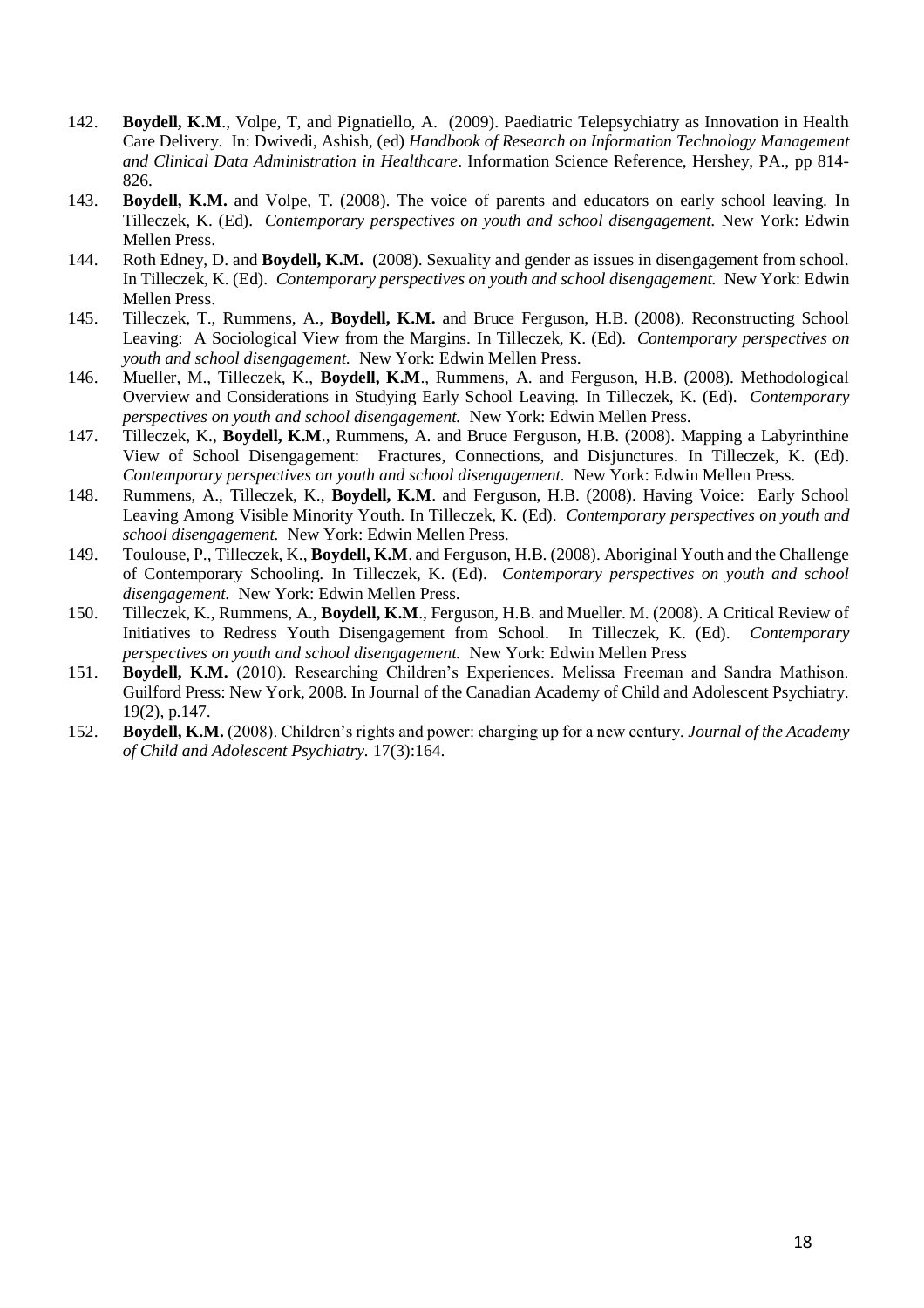142. **Boydell, K.M**., Volpe, T, and Pignatiello, A. (2009). Paediatric Telepsychiatry as Innovation in Health Care Delivery. In: Dwivedi, Ashish, (ed) *Handbook of Research on Information Technology Management and Clinical Data Administration in Healthcare*. Information Science Reference, Hershey, PA., pp 814-826.
143. **Boydell, K.M.** and Volpe, T. (2008). The voice of parents and educators on early school leaving. In Tilleczek, K. (Ed). *Contemporary perspectives on youth and school disengagement.* New York: Edwin Mellen Press.
144. Roth Edney, D. and **Boydell, K.M.** (2008). Sexuality and gender as issues in disengagement from school. In Tilleczek, K. (Ed). *Contemporary perspectives on youth and school disengagement.* New York: Edwin Mellen Press.
145. Tilleczek, T., Rummens, A., **Boydell, K.M.** and Bruce Ferguson, H.B. (2008). Reconstructing School Leaving: A Sociological View from the Margins. In Tilleczek, K. (Ed). *Contemporary perspectives on youth and school disengagement.* New York: Edwin Mellen Press.
146. Mueller, M., Tilleczek, K., **Boydell, K.M**., Rummens, A. and Ferguson, H.B. (2008). Methodological Overview and Considerations in Studying Early School Leaving. In Tilleczek, K. (Ed). *Contemporary perspectives on youth and school disengagement.* New York: Edwin Mellen Press.
147. Tilleczek, K., **Boydell, K.M**., Rummens, A. and Bruce Ferguson, H.B. (2008). Mapping a Labyrinthine View of School Disengagement: Fractures, Connections, and Disjunctures. In Tilleczek, K. (Ed). *Contemporary perspectives on youth and school disengagement.* New York: Edwin Mellen Press.
148. Rummens, A., Tilleczek, K., **Boydell, K.M**. and Ferguson, H.B. (2008). Having Voice: Early School Leaving Among Visible Minority Youth. In Tilleczek, K. (Ed). *Contemporary perspectives on youth and school disengagement.* New York: Edwin Mellen Press.
149. Toulouse, P., Tilleczek, K., **Boydell, K.M**. and Ferguson, H.B. (2008). Aboriginal Youth and the Challenge of Contemporary Schooling. In Tilleczek, K. (Ed). *Contemporary perspectives on youth and school disengagement.* New York: Edwin Mellen Press.
150. Tilleczek, K., Rummens, A., **Boydell, K.M**., Ferguson, H.B. and Mueller. M. (2008). A Critical Review of Initiatives to Redress Youth Disengagement from School. In Tilleczek, K. (Ed). *Contemporary perspectives on youth and school disengagement.* New York: Edwin Mellen Press
151. **Boydell, K.M.** (2010). Researching Children's Experiences. Melissa Freeman and Sandra Mathison. Guilford Press: New York, 2008. In Journal of the Canadian Academy of Child and Adolescent Psychiatry. 19(2), p.147.
152. **Boydell, K.M.** (2008). Children's rights and power: charging up for a new century. *Journal of the Academy of Child and Adolescent Psychiatry.* 17(3):164.